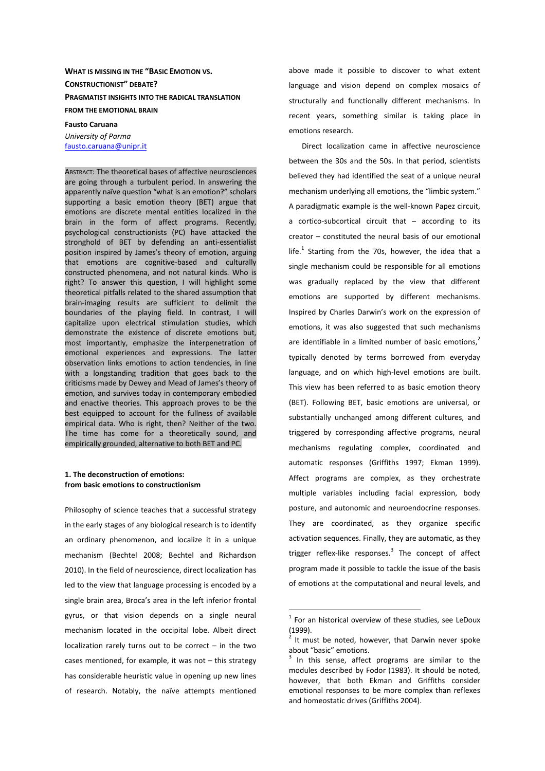# What is missing in the "Basic Emotion vs. Constructionist" debate?

## Pragmatist insights into the radical translation from the emotional brain

**Fausto Caruana**

*University of Parma*

fausto.caruana@unipr.it

Abstract: The theoretical bases of affective neurosciences are going through a turbulent period. In answering the apparently naïve question "what is an emotion?" scholars supporting a basic emotion theory (BET) argue that emotions are discrete mental entities localized in the brain in the form of affect programs. Recently, psychological constructionists (PC) have attacked the stronghold of BET by defending an anti-essentialist position inspired by James's theory of emotion, arguing that emotions are cognitive-based and culturally constructed phenomena, and not natural kinds. Who is right? To answer this question, I will highlight some theoretical pitfalls related to the shared assumption that brain-imaging results are sufficient to delimit the boundaries of the playing field. In contrast, I will capitalize upon electrical stimulation studies, which demonstrate the existence of discrete emotions but, most importantly, emphasize the interpenetration of emotional experiences and expressions. The latter observation links emotions to action tendencies, in line with a longstanding tradition that goes back to the criticisms made by Dewey and Mead of James's theory of emotion, and survives today in contemporary embodied and enactive theories. This approach proves to be the best equipped to account for the fullness of available empirical data. Who is right, then? Neither of the two. The time has come for a theoretically sound, and empirically grounded, alternative to both BET and PC.

### 1. The deconstruction of emotions: from basic emotions to constructionism

Philosophy of science teaches that a successful strategy in the early stages of any biological research is to identify an ordinary phenomenon, and localize it in a unique mechanism (Bechtel 2008; Bechtel and Richardson 2010). In the field of neuroscience, direct localization has led to the view that language processing is encoded by a single brain area, Broca's area in the left inferior frontal gyrus, or that vision depends on a single neural mechanism located in the occipital lobe. Albeit direct localization rarely turns out to be correct – in the two cases mentioned, for example, it was not – this strategy has considerable heuristic value in opening up new lines of research. Notably, the naïve attempts mentioned above made it possible to discover to what extent language and vision depend on complex mosaics of structurally and functionally different mechanisms. In recent years, something similar is taking place in emotions research.

Direct localization came in affective neuroscience between the 30s and the 50s. In that period, scientists believed they had identified the seat of a unique neural mechanism underlying all emotions, the "limbic system." A paradigmatic example is the well-known Papez circuit, a cortico-subcortical circuit that – according to its creator – constituted the neural basis of our emotional life.[1] Starting from the 70s, however, the idea that a single mechanism could be responsible for all emotions was gradually replaced by the view that different emotions are supported by different mechanisms. Inspired by Charles Darwin's work on the expression of emotions, it was also suggested that such mechanisms are identifiable in a limited number of basic emotions,[2] typically denoted by terms borrowed from everyday language, and on which high-level emotions are built. This view has been referred to as basic emotion theory (BET). Following BET, basic emotions are universal, or substantially unchanged among different cultures, and triggered by corresponding affective programs, neural mechanisms regulating complex, coordinated and automatic responses (Griffiths 1997; Ekman 1999). Affect programs are complex, as they orchestrate multiple variables including facial expression, body posture, and autonomic and neuroendocrine responses. They are coordinated, as they organize specific activation sequences. Finally, they are automatic, as they trigger reflex-like responses.[3] The concept of affect program made it possible to tackle the issue of the basis of emotions at the computational and neural levels, and

---

[1] For an historical overview of these studies, see LeDoux (1999).

[2] It must be noted, however, that Darwin never spoke about "basic" emotions.

[3] In this sense, affect programs are similar to the modules described by Fodor (1983). It should be noted, however, that both Ekman and Griffiths consider emotional responses to be more complex than reflexes and homeostatic drives (Griffiths 2004).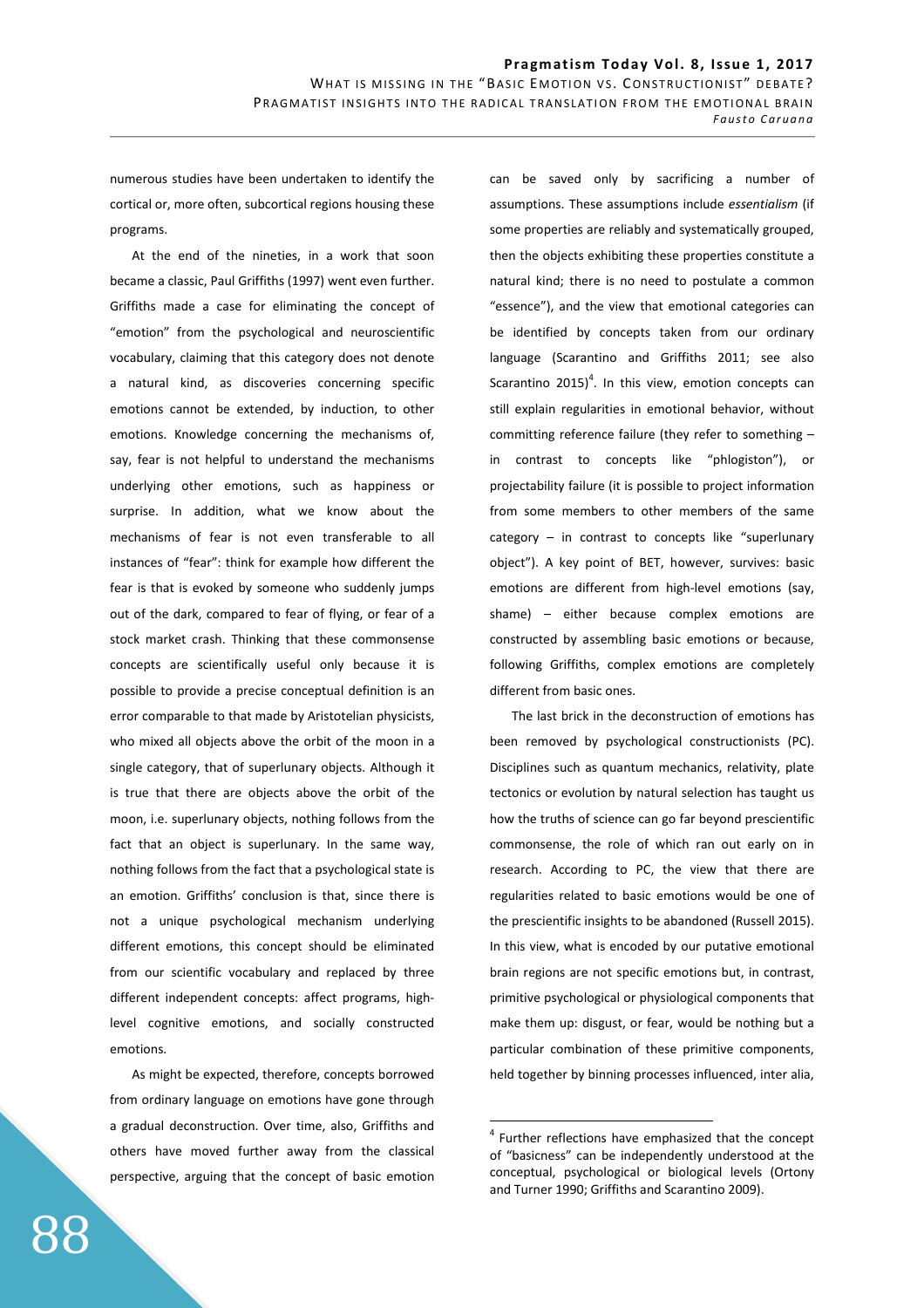numerous studies have been undertaken to identify the cortical or, more often, subcortical regions housing these programs.

At the end of the nineties, in a work that soon became a classic, Paul Griffiths (1997) went even further. Griffiths made a case for eliminating the concept of "emotion" from the psychological and neuroscientific vocabulary, claiming that this category does not denote a natural kind, as discoveries concerning specific emotions cannot be extended, by induction, to other emotions. Knowledge concerning the mechanisms of, say, fear is not helpful to understand the mechanisms underlying other emotions, such as happiness or surprise. In addition, what we know about the mechanisms of fear is not even transferable to all instances of "fear": think for example how different the fear is that is evoked by someone who suddenly jumps out of the dark, compared to fear of flying, or fear of a stock market crash. Thinking that these commonsense concepts are scientifically useful only because it is possible to provide a precise conceptual definition is an error comparable to that made by Aristotelian physicists, who mixed all objects above the orbit of the moon in a single category, that of superlunary objects. Although it is true that there are objects above the orbit of the moon, i.e. superlunary objects, nothing follows from the fact that an object is superlunary. In the same way, nothing follows from the fact that a psychological state is an emotion. Griffiths' conclusion is that, since there is not a unique psychological mechanism underlying different emotions, this concept should be eliminated from our scientific vocabulary and replaced by three different independent concepts: affect programs, high-level cognitive emotions, and socially constructed emotions.

As might be expected, therefore, concepts borrowed from ordinary language on emotions have gone through a gradual deconstruction. Over time, also, Griffiths and others have moved further away from the classical perspective, arguing that the concept of basic emotion can be saved only by sacrificing a number of assumptions. These assumptions include *essentialism* (if some properties are reliably and systematically grouped, then the objects exhibiting these properties constitute a natural kind; there is no need to postulate a common "essence"), and the view that emotional categories can be identified by concepts taken from our ordinary language (Scarantino and Griffiths 2011; see also Scarantino 2015)[4]. In this view, emotion concepts can still explain regularities in emotional behavior, without committing reference failure (they refer to something – in contrast to concepts like "phlogiston"), or projectability failure (it is possible to project information from some members to other members of the same category – in contrast to concepts like "superlunary object"). A key point of BET, however, survives: basic emotions are different from high-level emotions (say, shame) – either because complex emotions are constructed by assembling basic emotions or because, following Griffiths, complex emotions are completely different from basic ones.

The last brick in the deconstruction of emotions has been removed by psychological constructionists (PC). Disciplines such as quantum mechanics, relativity, plate tectonics or evolution by natural selection has taught us how the truths of science can go far beyond prescientific commonsense, the role of which ran out early on in research. According to PC, the view that there are regularities related to basic emotions would be one of the prescientific insights to be abandoned (Russell 2015). In this view, what is encoded by our putative emotional brain regions are not specific emotions but, in contrast, primitive psychological or physiological components that make them up: disgust, or fear, would be nothing but a particular combination of these primitive components, held together by binning processes influenced, inter alia,

[4] Further reflections have emphasized that the concept of "basicness" can be independently understood at the conceptual, psychological or biological levels (Ortony and Turner 1990; Griffiths and Scarantino 2009).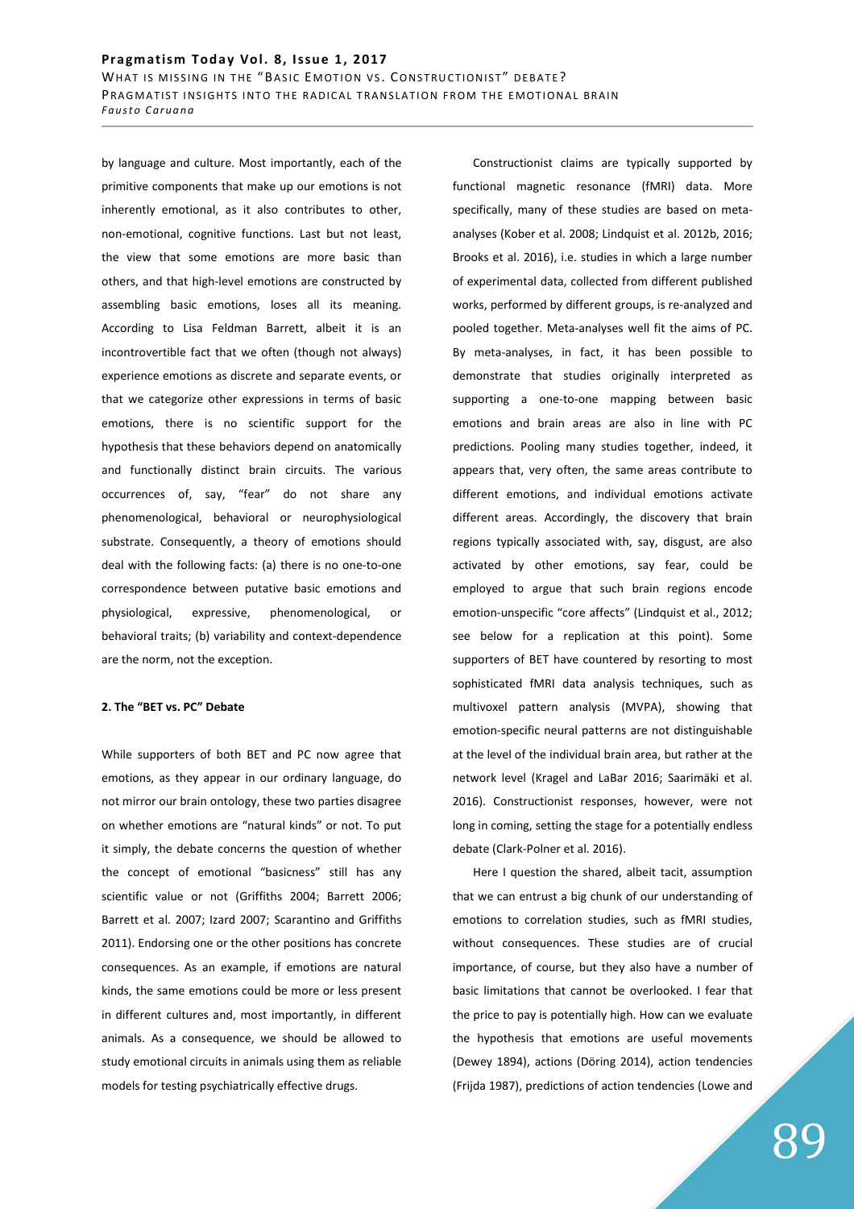by language and culture. Most importantly, each of the primitive components that make up our emotions is not inherently emotional, as it also contributes to other, non-emotional, cognitive functions. Last but not least, the view that some emotions are more basic than others, and that high-level emotions are constructed by assembling basic emotions, loses all its meaning. According to Lisa Feldman Barrett, albeit it is an incontrovertible fact that we often (though not always) experience emotions as discrete and separate events, or that we categorize other expressions in terms of basic emotions, there is no scientific support for the hypothesis that these behaviors depend on anatomically and functionally distinct brain circuits. The various occurrences of, say, "fear" do not share any phenomenological, behavioral or neurophysiological substrate. Consequently, a theory of emotions should deal with the following facts: (a) there is no one-to-one correspondence between putative basic emotions and physiological, expressive, phenomenological, or behavioral traits; (b) variability and context-dependence are the norm, not the exception.

## 2. The "BET vs. PC" Debate

While supporters of both BET and PC now agree that emotions, as they appear in our ordinary language, do not mirror our brain ontology, these two parties disagree on whether emotions are "natural kinds" or not. To put it simply, the debate concerns the question of whether the concept of emotional "basicness" still has any scientific value or not (Griffiths 2004; Barrett 2006; Barrett et al. 2007; Izard 2007; Scarantino and Griffiths 2011). Endorsing one or the other positions has concrete consequences. As an example, if emotions are natural kinds, the same emotions could be more or less present in different cultures and, most importantly, in different animals. As a consequence, we should be allowed to study emotional circuits in animals using them as reliable models for testing psychiatrically effective drugs.

Constructionist claims are typically supported by functional magnetic resonance (fMRI) data. More specifically, many of these studies are based on meta-analyses (Kober et al. 2008; Lindquist et al. 2012b, 2016; Brooks et al. 2016), i.e. studies in which a large number of experimental data, collected from different published works, performed by different groups, is re-analyzed and pooled together. Meta-analyses well fit the aims of PC. By meta-analyses, in fact, it has been possible to demonstrate that studies originally interpreted as supporting a one-to-one mapping between basic emotions and brain areas are also in line with PC predictions. Pooling many studies together, indeed, it appears that, very often, the same areas contribute to different emotions, and individual emotions activate different areas. Accordingly, the discovery that brain regions typically associated with, say, disgust, are also activated by other emotions, say fear, could be employed to argue that such brain regions encode emotion-unspecific "core affects" (Lindquist et al., 2012; see below for a replication at this point). Some supporters of BET have countered by resorting to most sophisticated fMRI data analysis techniques, such as multivoxel pattern analysis (MVPA), showing that emotion-specific neural patterns are not distinguishable at the level of the individual brain area, but rather at the network level (Kragel and LaBar 2016; Saarimäki et al. 2016). Constructionist responses, however, were not long in coming, setting the stage for a potentially endless debate (Clark-Polner et al. 2016).

Here I question the shared, albeit tacit, assumption that we can entrust a big chunk of our understanding of emotions to correlation studies, such as fMRI studies, without consequences. These studies are of crucial importance, of course, but they also have a number of basic limitations that cannot be overlooked. I fear that the price to pay is potentially high. How can we evaluate the hypothesis that emotions are useful movements (Dewey 1894), actions (Döring 2014), action tendencies (Frijda 1987), predictions of action tendencies (Lowe and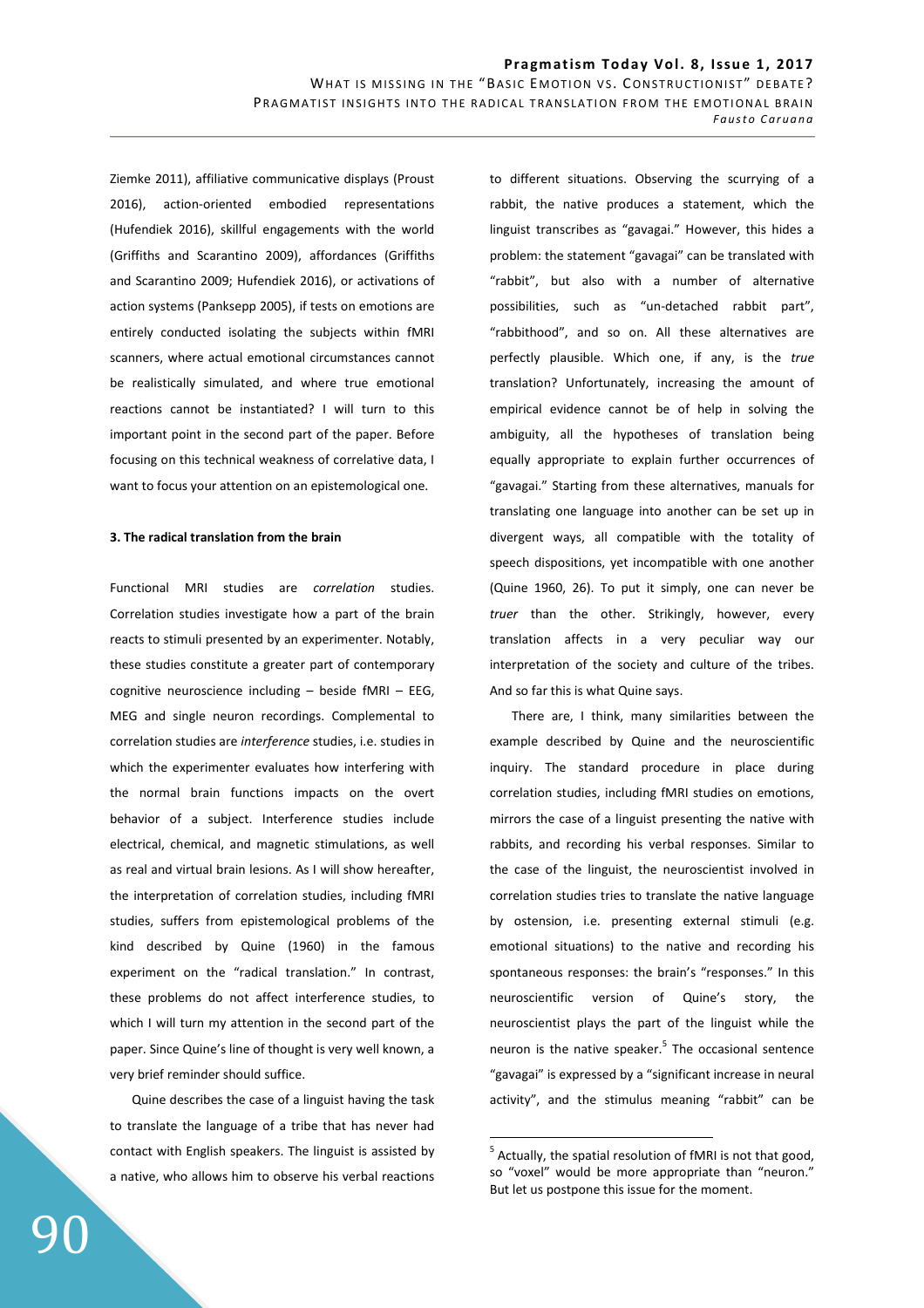Ziemke 2011), affiliative communicative displays (Proust 2016), action-oriented embodied representations (Hufendiek 2016), skillful engagements with the world (Griffiths and Scarantino 2009), affordances (Griffiths and Scarantino 2009; Hufendiek 2016), or activations of action systems (Panksepp 2005), if tests on emotions are entirely conducted isolating the subjects within fMRI scanners, where actual emotional circumstances cannot be realistically simulated, and where true emotional reactions cannot be instantiated? I will turn to this important point in the second part of the paper. Before focusing on this technical weakness of correlative data, I want to focus your attention on an epistemological one.

### 3. The radical translation from the brain

Functional MRI studies are *correlation* studies. Correlation studies investigate how a part of the brain reacts to stimuli presented by an experimenter. Notably, these studies constitute a greater part of contemporary cognitive neuroscience including – beside fMRI – EEG, MEG and single neuron recordings. Complemental to correlation studies are *interference* studies, i.e. studies in which the experimenter evaluates how interfering with the normal brain functions impacts on the overt behavior of a subject. Interference studies include electrical, chemical, and magnetic stimulations, as well as real and virtual brain lesions. As I will show hereafter, the interpretation of correlation studies, including fMRI studies, suffers from epistemological problems of the kind described by Quine (1960) in the famous experiment on the "radical translation." In contrast, these problems do not affect interference studies, to which I will turn my attention in the second part of the paper. Since Quine's line of thought is very well known, a very brief reminder should suffice.

Quine describes the case of a linguist having the task to translate the language of a tribe that has never had contact with English speakers. The linguist is assisted by a native, who allows him to observe his verbal reactions to different situations. Observing the scurrying of a rabbit, the native produces a statement, which the linguist transcribes as "gavagai." However, this hides a problem: the statement "gavagai" can be translated with "rabbit", but also with a number of alternative possibilities, such as "un-detached rabbit part", "rabbithood", and so on. All these alternatives are perfectly plausible. Which one, if any, is the *true* translation? Unfortunately, increasing the amount of empirical evidence cannot be of help in solving the ambiguity, all the hypotheses of translation being equally appropriate to explain further occurrences of "gavagai." Starting from these alternatives, manuals for translating one language into another can be set up in divergent ways, all compatible with the totality of speech dispositions, yet incompatible with one another (Quine 1960, 26). To put it simply, one can never be *truer* than the other. Strikingly, however, every translation affects in a very peculiar way our interpretation of the society and culture of the tribes. And so far this is what Quine says.

There are, I think, many similarities between the example described by Quine and the neuroscientific inquiry. The standard procedure in place during correlation studies, including fMRI studies on emotions, mirrors the case of a linguist presenting the native with rabbits, and recording his verbal responses. Similar to the case of the linguist, the neuroscientist involved in correlation studies tries to translate the native language by ostension, i.e. presenting external stimuli (e.g. emotional situations) to the native and recording his spontaneous responses: the brain's "responses." In this neuroscientific version of Quine's story, the neuroscientist plays the part of the linguist while the neuron is the native speaker.[5] The occasional sentence "gavagai" is expressed by a "significant increase in neural activity", and the stimulus meaning "rabbit" can be

[5] Actually, the spatial resolution of fMRI is not that good, so "voxel" would be more appropriate than "neuron." But let us postpone this issue for the moment.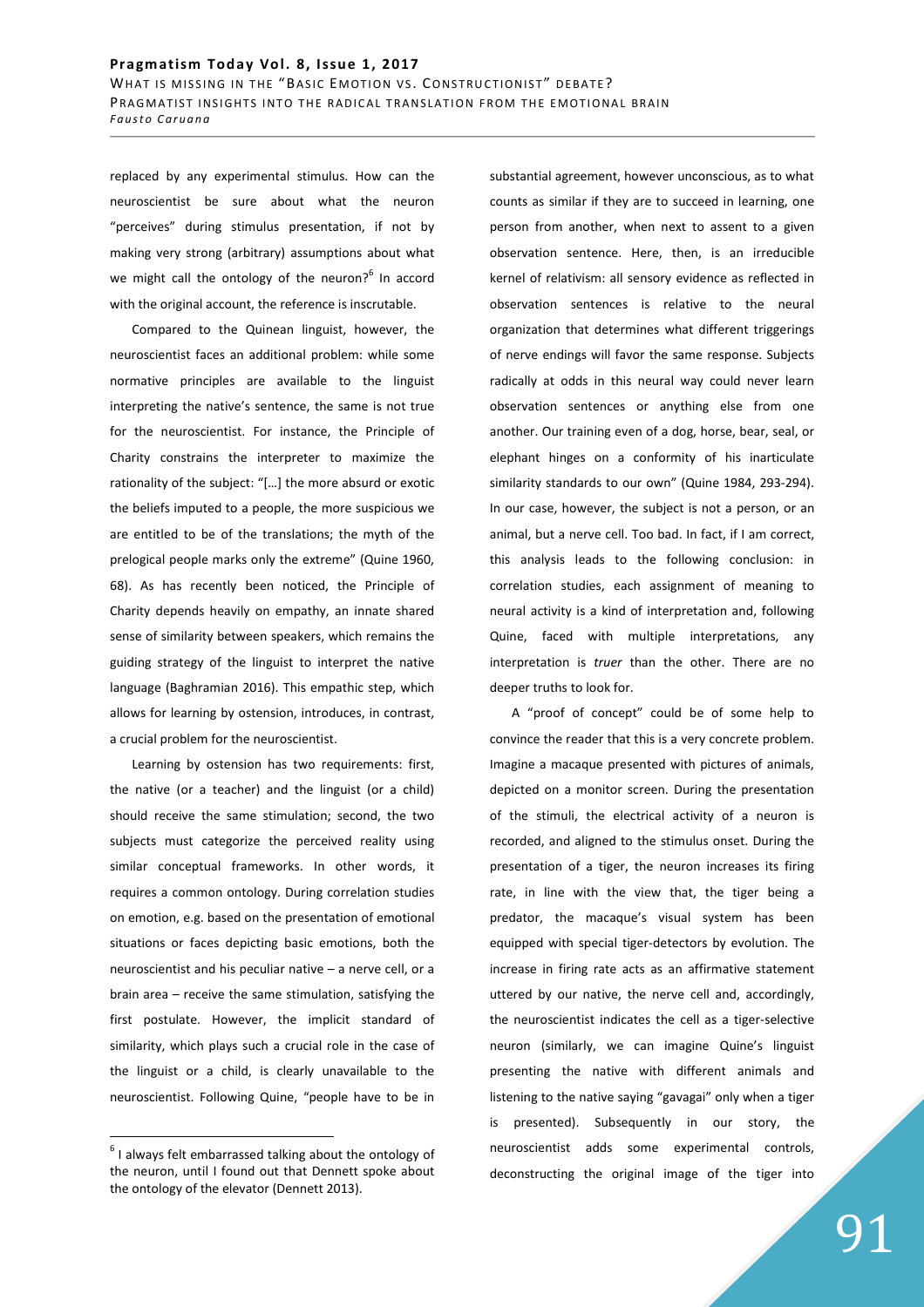replaced by any experimental stimulus. How can the neuroscientist be sure about what the neuron "perceives" during stimulus presentation, if not by making very strong (arbitrary) assumptions about what we might call the ontology of the neuron?[6] In accord with the original account, the reference is inscrutable.

Compared to the Quinean linguist, however, the neuroscientist faces an additional problem: while some normative principles are available to the linguist interpreting the native's sentence, the same is not true for the neuroscientist. For instance, the Principle of Charity constrains the interpreter to maximize the rationality of the subject: "[…] the more absurd or exotic the beliefs imputed to a people, the more suspicious we are entitled to be of the translations; the myth of the prelogical people marks only the extreme" (Quine 1960, 68). As has recently been noticed, the Principle of Charity depends heavily on empathy, an innate shared sense of similarity between speakers, which remains the guiding strategy of the linguist to interpret the native language (Baghramian 2016). This empathic step, which allows for learning by ostension, introduces, in contrast, a crucial problem for the neuroscientist.

Learning by ostension has two requirements: first, the native (or a teacher) and the linguist (or a child) should receive the same stimulation; second, the two subjects must categorize the perceived reality using similar conceptual frameworks. In other words, it requires a common ontology. During correlation studies on emotion, e.g. based on the presentation of emotional situations or faces depicting basic emotions, both the neuroscientist and his peculiar native – a nerve cell, or a brain area – receive the same stimulation, satisfying the first postulate. However, the implicit standard of similarity, which plays such a crucial role in the case of the linguist or a child, is clearly unavailable to the neuroscientist. Following Quine, "people have to be in substantial agreement, however unconscious, as to what counts as similar if they are to succeed in learning, one person from another, when next to assent to a given observation sentence. Here, then, is an irreducible kernel of relativism: all sensory evidence as reflected in observation sentences is relative to the neural organization that determines what different triggerings of nerve endings will favor the same response. Subjects radically at odds in this neural way could never learn observation sentences or anything else from one another. Our training even of a dog, horse, bear, seal, or elephant hinges on a conformity of his inarticulate similarity standards to our own" (Quine 1984, 293-294). In our case, however, the subject is not a person, or an animal, but a nerve cell. Too bad. In fact, if I am correct, this analysis leads to the following conclusion: in correlation studies, each assignment of meaning to neural activity is a kind of interpretation and, following Quine, faced with multiple interpretations, any interpretation is *truer* than the other. There are no deeper truths to look for.

A "proof of concept" could be of some help to convince the reader that this is a very concrete problem. Imagine a macaque presented with pictures of animals, depicted on a monitor screen. During the presentation of the stimuli, the electrical activity of a neuron is recorded, and aligned to the stimulus onset. During the presentation of a tiger, the neuron increases its firing rate, in line with the view that, the tiger being a predator, the macaque's visual system has been equipped with special tiger-detectors by evolution. The increase in firing rate acts as an affirmative statement uttered by our native, the nerve cell and, accordingly, the neuroscientist indicates the cell as a tiger-selective neuron (similarly, we can imagine Quine's linguist presenting the native with different animals and listening to the native saying "gavagai" only when a tiger is presented). Subsequently in our story, the neuroscientist adds some experimental controls, deconstructing the original image of the tiger into

---

[6] I always felt embarrassed talking about the ontology of the neuron, until I found out that Dennett spoke about the ontology of the elevator (Dennett 2013).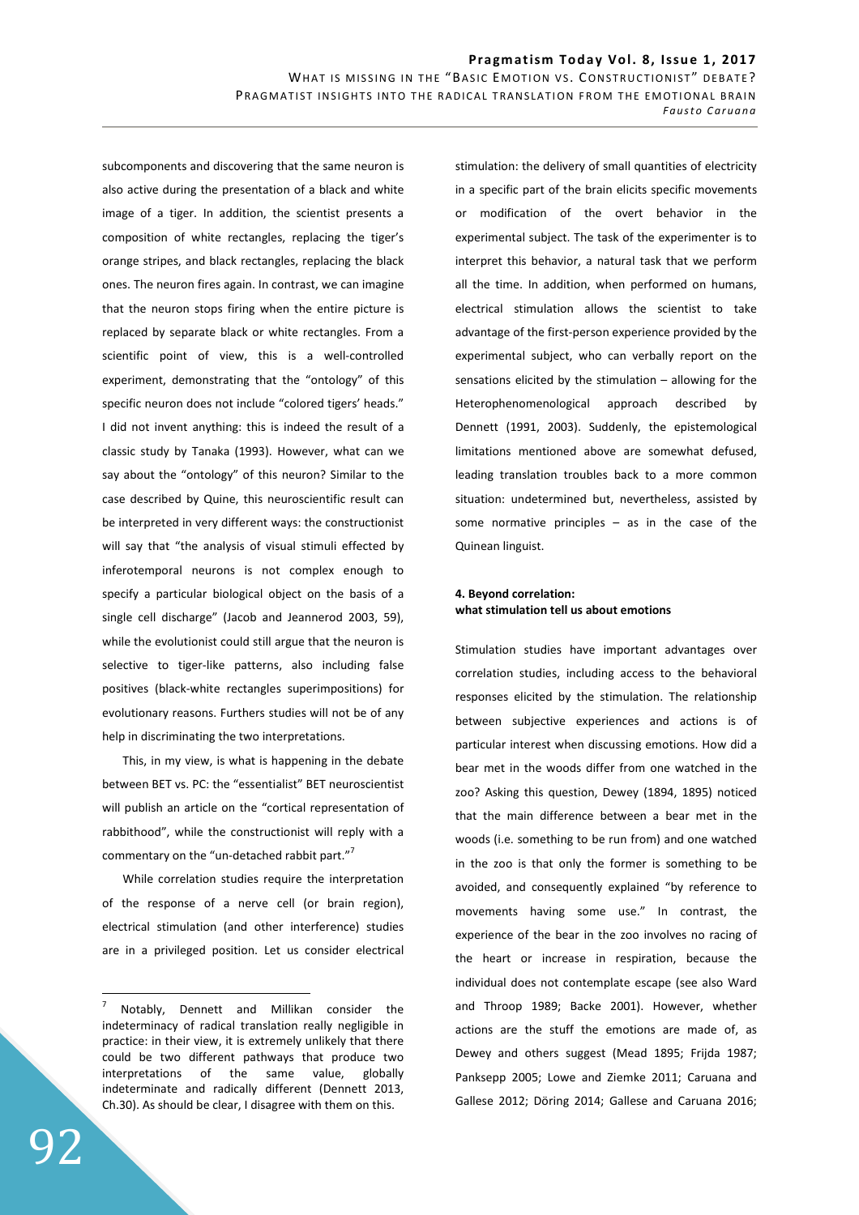subcomponents and discovering that the same neuron is also active during the presentation of a black and white image of a tiger. In addition, the scientist presents a composition of white rectangles, replacing the tiger's orange stripes, and black rectangles, replacing the black ones. The neuron fires again. In contrast, we can imagine that the neuron stops firing when the entire picture is replaced by separate black or white rectangles. From a scientific point of view, this is a well-controlled experiment, demonstrating that the "ontology" of this specific neuron does not include "colored tigers' heads." I did not invent anything: this is indeed the result of a classic study by Tanaka (1993). However, what can we say about the "ontology" of this neuron? Similar to the case described by Quine, this neuroscientific result can be interpreted in very different ways: the constructionist will say that "the analysis of visual stimuli effected by inferotemporal neurons is not complex enough to specify a particular biological object on the basis of a single cell discharge" (Jacob and Jeannerod 2003, 59), while the evolutionist could still argue that the neuron is selective to tiger-like patterns, also including false positives (black-white rectangles superimpositions) for evolutionary reasons. Furthers studies will not be of any help in discriminating the two interpretations.

This, in my view, is what is happening in the debate between BET vs. PC: the "essentialist" BET neuroscientist will publish an article on the "cortical representation of rabbithood", while the constructionist will reply with a commentary on the "un-detached rabbit part."[7]

While correlation studies require the interpretation of the response of a nerve cell (or brain region), electrical stimulation (and other interference) studies are in a privileged position. Let us consider electrical stimulation: the delivery of small quantities of electricity in a specific part of the brain elicits specific movements or modification of the overt behavior in the experimental subject. The task of the experimenter is to interpret this behavior, a natural task that we perform all the time. In addition, when performed on humans, electrical stimulation allows the scientist to take advantage of the first-person experience provided by the experimental subject, who can verbally report on the sensations elicited by the stimulation – allowing for the Heterophenomenological approach described by Dennett (1991, 2003). Suddenly, the epistemological limitations mentioned above are somewhat defused, leading translation troubles back to a more common situation: undetermined but, nevertheless, assisted by some normative principles – as in the case of the Quinean linguist.

## 4. Beyond correlation: what stimulation tell us about emotions

Stimulation studies have important advantages over correlation studies, including access to the behavioral responses elicited by the stimulation. The relationship between subjective experiences and actions is of particular interest when discussing emotions. How did a bear met in the woods differ from one watched in the zoo? Asking this question, Dewey (1894, 1895) noticed that the main difference between a bear met in the woods (i.e. something to be run from) and one watched in the zoo is that only the former is something to be avoided, and consequently explained "by reference to movements having some use." In contrast, the experience of the bear in the zoo involves no racing of the heart or increase in respiration, because the individual does not contemplate escape (see also Ward and Throop 1989; Backe 2001). However, whether actions are the stuff the emotions are made of, as Dewey and others suggest (Mead 1895; Frijda 1987; Panksepp 2005; Lowe and Ziemke 2011; Caruana and Gallese 2012; Döring 2014; Gallese and Caruana 2016;

[7] Notably, Dennett and Millikan consider the indeterminacy of radical translation really negligible in practice: in their view, it is extremely unlikely that there could be two different pathways that produce two interpretations of the same value, globally indeterminate and radically different (Dennett 2013, Ch.30). As should be clear, I disagree with them on this.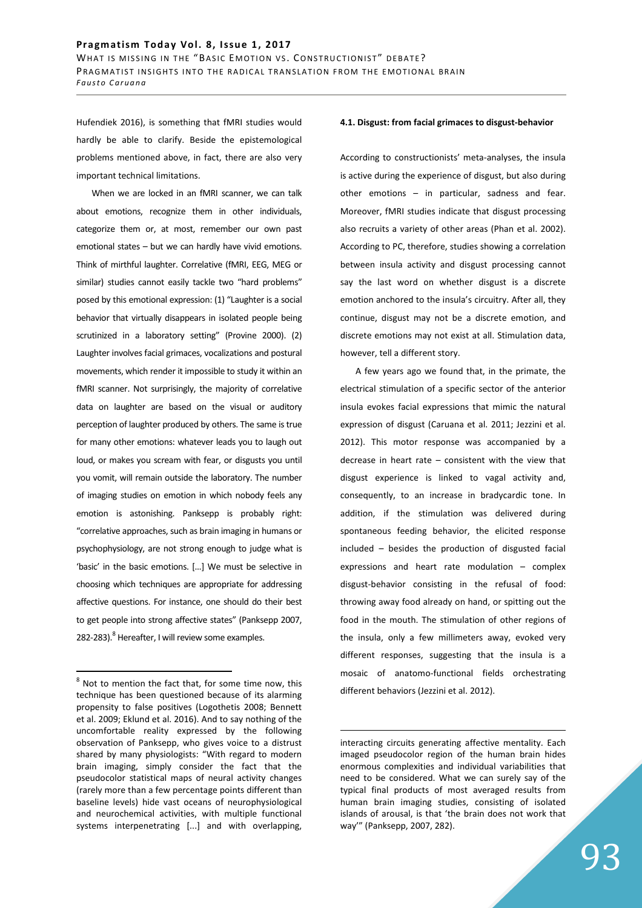Hufendiek 2016), is something that fMRI studies would hardly be able to clarify. Beside the epistemological problems mentioned above, in fact, there are also very important technical limitations.

When we are locked in an fMRI scanner, we can talk about emotions, recognize them in other individuals, categorize them or, at most, remember our own past emotional states – but we can hardly have vivid emotions. Think of mirthful laughter. Correlative (fMRI, EEG, MEG or similar) studies cannot easily tackle two "hard problems" posed by this emotional expression: (1) "Laughter is a social behavior that virtually disappears in isolated people being scrutinized in a laboratory setting" (Provine 2000). (2) Laughter involves facial grimaces, vocalizations and postural movements, which render it impossible to study it within an fMRI scanner. Not surprisingly, the majority of correlative data on laughter are based on the visual or auditory perception of laughter produced by others. The same is true for many other emotions: whatever leads you to laugh out loud, or makes you scream with fear, or disgusts you until you vomit, will remain outside the laboratory. The number of imaging studies on emotion in which nobody feels any emotion is astonishing. Panksepp is probably right: "correlative approaches, such as brain imaging in humans or psychophysiology, are not strong enough to judge what is 'basic' in the basic emotions. […] We must be selective in choosing which techniques are appropriate for addressing affective questions. For instance, one should do their best to get people into strong affective states" (Panksepp 2007, 282-283).[8] Hereafter, I will review some examples.

#### 4.1. Disgust: from facial grimaces to disgust-behavior

According to constructionists' meta-analyses, the insula is active during the experience of disgust, but also during other emotions – in particular, sadness and fear. Moreover, fMRI studies indicate that disgust processing also recruits a variety of other areas (Phan et al. 2002). According to PC, therefore, studies showing a correlation between insula activity and disgust processing cannot say the last word on whether disgust is a discrete emotion anchored to the insula's circuitry. After all, they continue, disgust may not be a discrete emotion, and discrete emotions may not exist at all. Stimulation data, however, tell a different story.

A few years ago we found that, in the primate, the electrical stimulation of a specific sector of the anterior insula evokes facial expressions that mimic the natural expression of disgust (Caruana et al. 2011; Jezzini et al. 2012). This motor response was accompanied by a decrease in heart rate – consistent with the view that disgust experience is linked to vagal activity and, consequently, to an increase in bradycardic tone. In addition, if the stimulation was delivered during spontaneous feeding behavior, the elicited response included – besides the production of disgusted facial expressions and heart rate modulation – complex disgust-behavior consisting in the refusal of food: throwing away food already on hand, or spitting out the food in the mouth. The stimulation of other regions of the insula, only a few millimeters away, evoked very different responses, suggesting that the insula is a mosaic of anatomo-functional fields orchestrating different behaviors (Jezzini et al. 2012).

---

[8] Not to mention the fact that, for some time now, this technique has been questioned because of its alarming propensity to false positives (Logothetis 2008; Bennett et al. 2009; Eklund et al. 2016). And to say nothing of the uncomfortable reality expressed by the following observation of Panksepp, who gives voice to a distrust shared by many physiologists: "With regard to modern brain imaging, simply consider the fact that the pseudocolor statistical maps of neural activity changes (rarely more than a few percentage points different than baseline levels) hide vast oceans of neurophysiological and neurochemical activities, with multiple functional systems interpenetrating [...] and with overlapping, interacting circuits generating affective mentality. Each imaged pseudocolor region of the human brain hides enormous complexities and individual variabilities that need to be considered. What we can surely say of the typical final products of most averaged results from human brain imaging studies, consisting of isolated islands of arousal, is that 'the brain does not work that way'" (Panksepp, 2007, 282).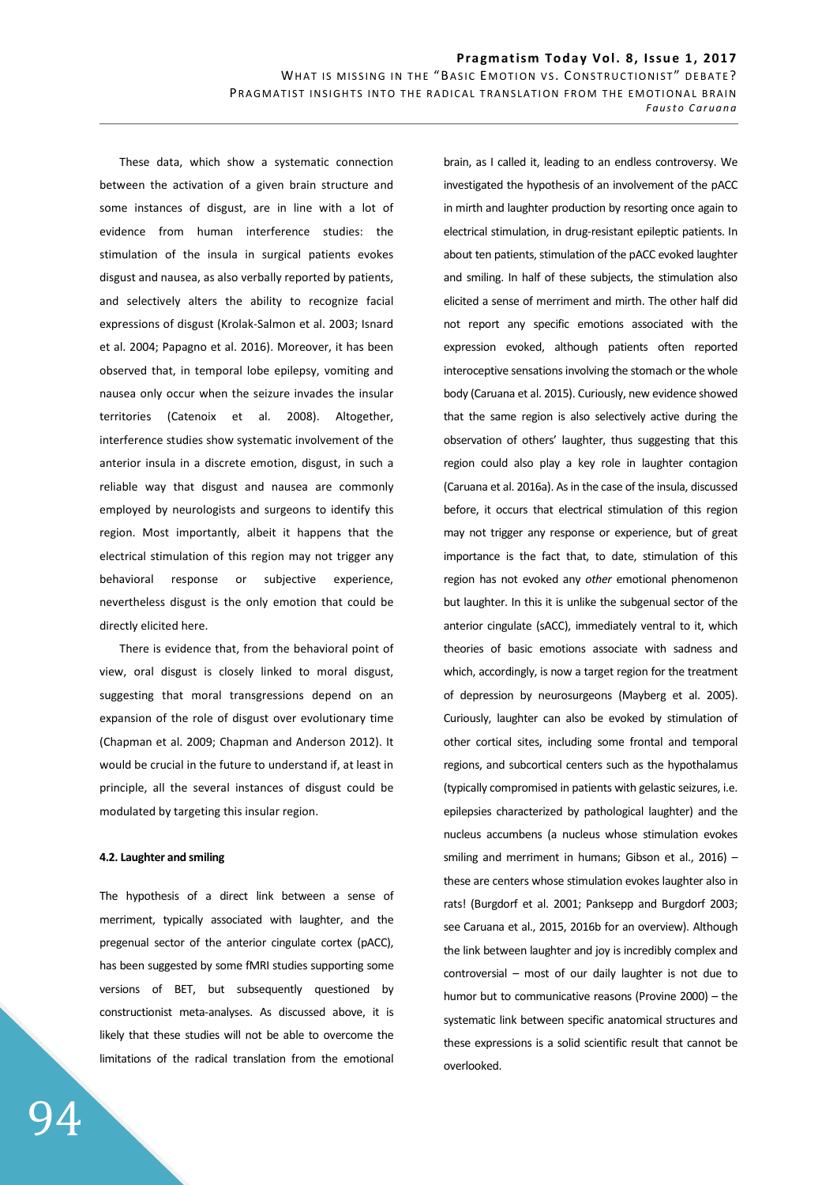These data, which show a systematic connection between the activation of a given brain structure and some instances of disgust, are in line with a lot of evidence from human interference studies: the stimulation of the insula in surgical patients evokes disgust and nausea, as also verbally reported by patients, and selectively alters the ability to recognize facial expressions of disgust (Krolak-Salmon et al. 2003; Isnard et al. 2004; Papagno et al. 2016). Moreover, it has been observed that, in temporal lobe epilepsy, vomiting and nausea only occur when the seizure invades the insular territories (Catenoix et al. 2008). Altogether, interference studies show systematic involvement of the anterior insula in a discrete emotion, disgust, in such a reliable way that disgust and nausea are commonly employed by neurologists and surgeons to identify this region. Most importantly, albeit it happens that the electrical stimulation of this region may not trigger any behavioral response or subjective experience, nevertheless disgust is the only emotion that could be directly elicited here.

There is evidence that, from the behavioral point of view, oral disgust is closely linked to moral disgust, suggesting that moral transgressions depend on an expansion of the role of disgust over evolutionary time (Chapman et al. 2009; Chapman and Anderson 2012). It would be crucial in the future to understand if, at least in principle, all the several instances of disgust could be modulated by targeting this insular region.

#### 4.2. Laughter and smiling

The hypothesis of a direct link between a sense of merriment, typically associated with laughter, and the pregenual sector of the anterior cingulate cortex (pACC), has been suggested by some fMRI studies supporting some versions of BET, but subsequently questioned by constructionist meta-analyses. As discussed above, it is likely that these studies will not be able to overcome the limitations of the radical translation from the emotional brain, as I called it, leading to an endless controversy. We investigated the hypothesis of an involvement of the pACC in mirth and laughter production by resorting once again to electrical stimulation, in drug-resistant epileptic patients. In about ten patients, stimulation of the pACC evoked laughter and smiling. In half of these subjects, the stimulation also elicited a sense of merriment and mirth. The other half did not report any specific emotions associated with the expression evoked, although patients often reported interoceptive sensations involving the stomach or the whole body (Caruana et al. 2015). Curiously, new evidence showed that the same region is also selectively active during the observation of others' laughter, thus suggesting that this region could also play a key role in laughter contagion (Caruana et al. 2016a). As in the case of the insula, discussed before, it occurs that electrical stimulation of this region may not trigger any response or experience, but of great importance is the fact that, to date, stimulation of this region has not evoked any *other* emotional phenomenon but laughter. In this it is unlike the subgenual sector of the anterior cingulate (sACC), immediately ventral to it, which theories of basic emotions associate with sadness and which, accordingly, is now a target region for the treatment of depression by neurosurgeons (Mayberg et al. 2005). Curiously, laughter can also be evoked by stimulation of other cortical sites, including some frontal and temporal regions, and subcortical centers such as the hypothalamus (typically compromised in patients with gelastic seizures, i.e. epilepsies characterized by pathological laughter) and the nucleus accumbens (a nucleus whose stimulation evokes smiling and merriment in humans; Gibson et al., 2016) – these are centers whose stimulation evokes laughter also in rats! (Burgdorf et al. 2001; Panksepp and Burgdorf 2003; see Caruana et al., 2015, 2016b for an overview). Although the link between laughter and joy is incredibly complex and controversial – most of our daily laughter is not due to humor but to communicative reasons (Provine 2000) – the systematic link between specific anatomical structures and these expressions is a solid scientific result that cannot be overlooked.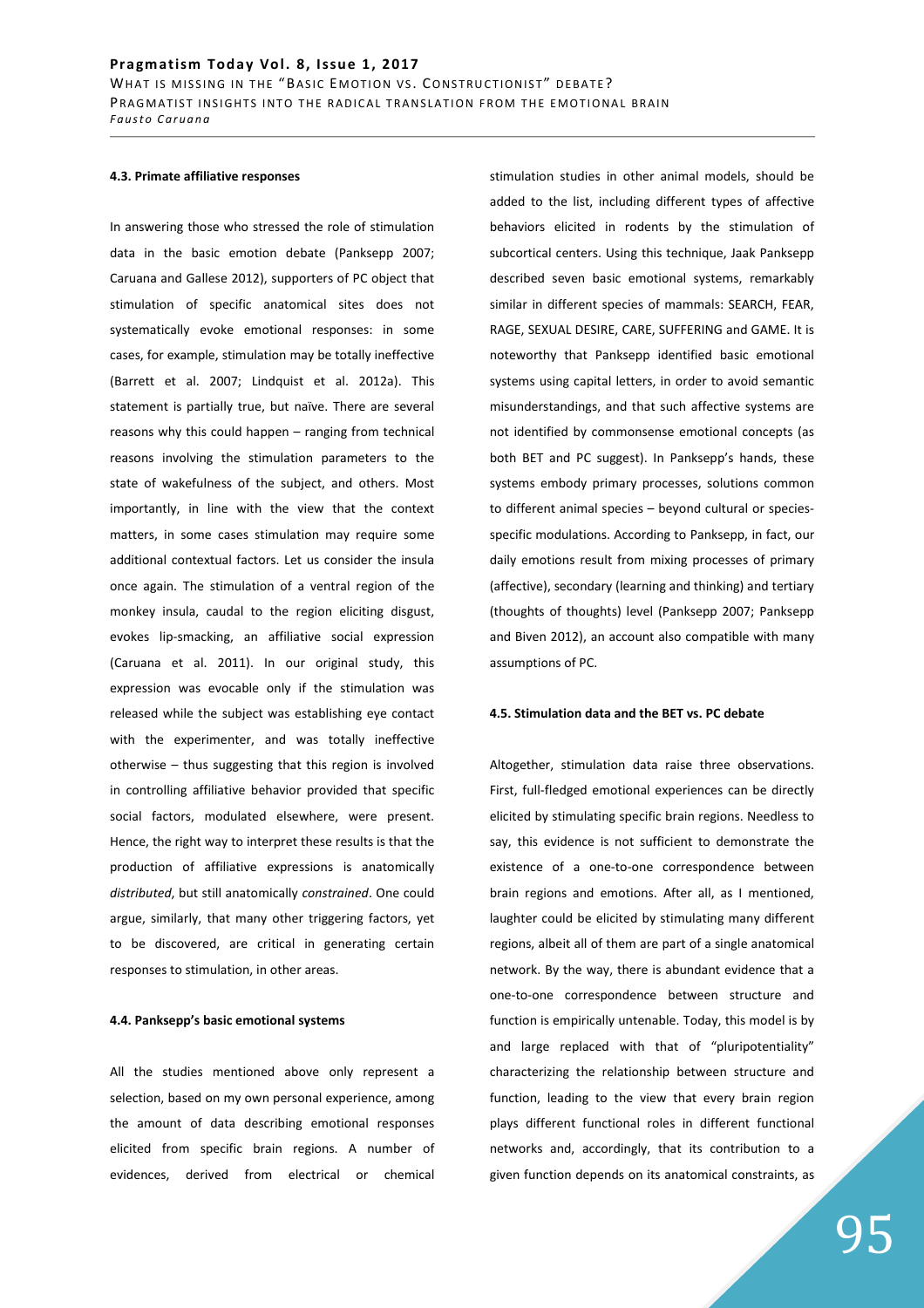#### 4.3. Primate affiliative responses

In answering those who stressed the role of stimulation data in the basic emotion debate (Panksepp 2007; Caruana and Gallese 2012), supporters of PC object that stimulation of specific anatomical sites does not systematically evoke emotional responses: in some cases, for example, stimulation may be totally ineffective (Barrett et al. 2007; Lindquist et al. 2012a). This statement is partially true, but naïve. There are several reasons why this could happen – ranging from technical reasons involving the stimulation parameters to the state of wakefulness of the subject, and others. Most importantly, in line with the view that the context matters, in some cases stimulation may require some additional contextual factors. Let us consider the insula once again. The stimulation of a ventral region of the monkey insula, caudal to the region eliciting disgust, evokes lip-smacking, an affiliative social expression (Caruana et al. 2011). In our original study, this expression was evocable only if the stimulation was released while the subject was establishing eye contact with the experimenter, and was totally ineffective otherwise – thus suggesting that this region is involved in controlling affiliative behavior provided that specific social factors, modulated elsewhere, were present. Hence, the right way to interpret these results is that the production of affiliative expressions is anatomically *distributed*, but still anatomically *constrained*. One could argue, similarly, that many other triggering factors, yet to be discovered, are critical in generating certain responses to stimulation, in other areas.

#### 4.4. Panksepp's basic emotional systems

All the studies mentioned above only represent a selection, based on my own personal experience, among the amount of data describing emotional responses elicited from specific brain regions. A number of evidences, derived from electrical or chemical stimulation studies in other animal models, should be added to the list, including different types of affective behaviors elicited in rodents by the stimulation of subcortical centers. Using this technique, Jaak Panksepp described seven basic emotional systems, remarkably similar in different species of mammals: SEARCH, FEAR, RAGE, SEXUAL DESIRE, CARE, SUFFERING and GAME. It is noteworthy that Panksepp identified basic emotional systems using capital letters, in order to avoid semantic misunderstandings, and that such affective systems are not identified by commonsense emotional concepts (as both BET and PC suggest). In Panksepp's hands, these systems embody primary processes, solutions common to different animal species – beyond cultural or species-specific modulations. According to Panksepp, in fact, our daily emotions result from mixing processes of primary (affective), secondary (learning and thinking) and tertiary (thoughts of thoughts) level (Panksepp 2007; Panksepp and Biven 2012), an account also compatible with many assumptions of PC.

#### 4.5. Stimulation data and the BET vs. PC debate

Altogether, stimulation data raise three observations. First, full-fledged emotional experiences can be directly elicited by stimulating specific brain regions. Needless to say, this evidence is not sufficient to demonstrate the existence of a one-to-one correspondence between brain regions and emotions. After all, as I mentioned, laughter could be elicited by stimulating many different regions, albeit all of them are part of a single anatomical network. By the way, there is abundant evidence that a one-to-one correspondence between structure and function is empirically untenable. Today, this model is by and large replaced with that of "pluripotentiality" characterizing the relationship between structure and function, leading to the view that every brain region plays different functional roles in different functional networks and, accordingly, that its contribution to a given function depends on its anatomical constraints, as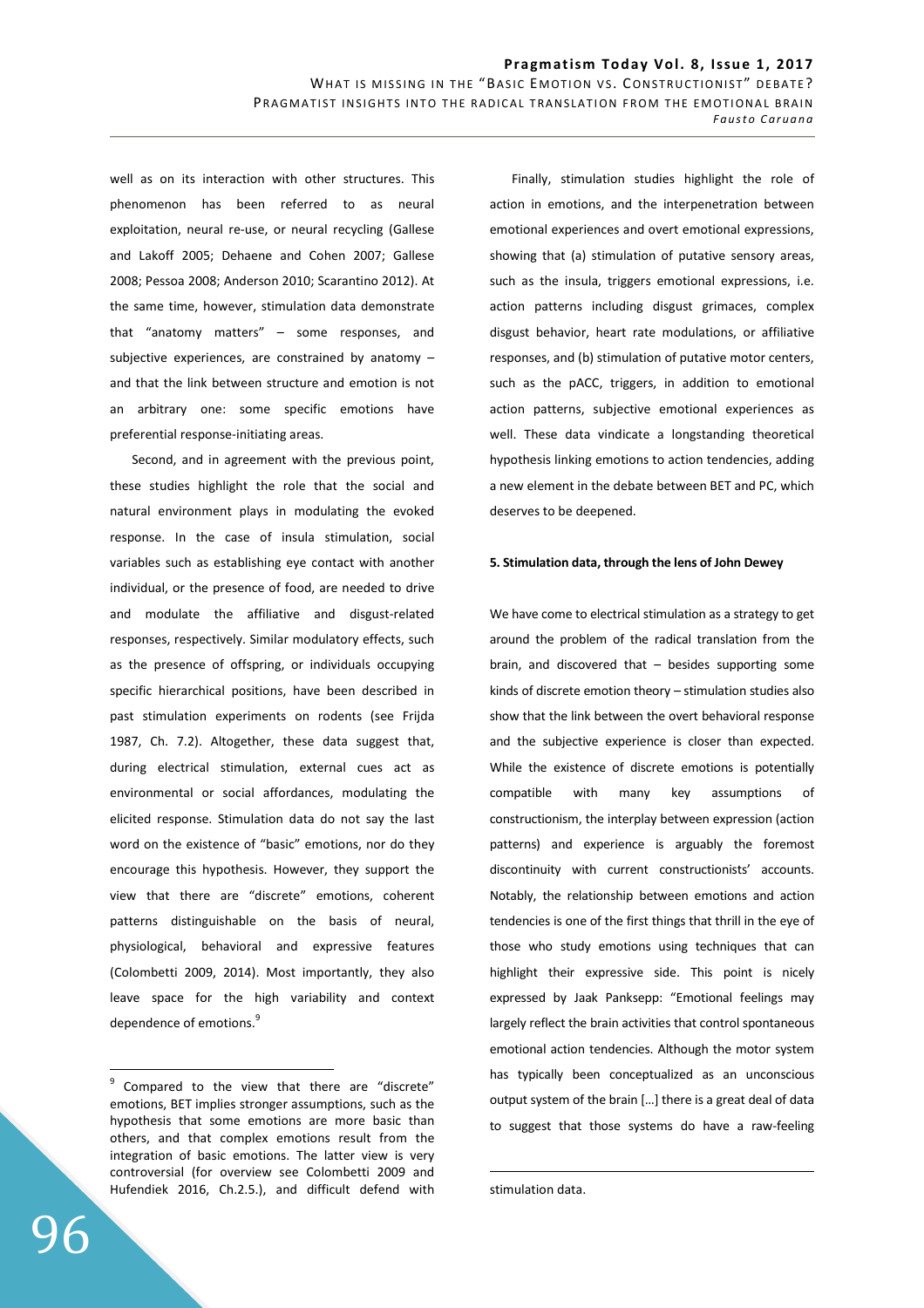well as on its interaction with other structures. This phenomenon has been referred to as neural exploitation, neural re-use, or neural recycling (Gallese and Lakoff 2005; Dehaene and Cohen 2007; Gallese 2008; Pessoa 2008; Anderson 2010; Scarantino 2012). At the same time, however, stimulation data demonstrate that "anatomy matters" – some responses, and subjective experiences, are constrained by anatomy – and that the link between structure and emotion is not an arbitrary one: some specific emotions have preferential response-initiating areas.

Second, and in agreement with the previous point, these studies highlight the role that the social and natural environment plays in modulating the evoked response. In the case of insula stimulation, social variables such as establishing eye contact with another individual, or the presence of food, are needed to drive and modulate the affiliative and disgust-related responses, respectively. Similar modulatory effects, such as the presence of offspring, or individuals occupying specific hierarchical positions, have been described in past stimulation experiments on rodents (see Frijda 1987, Ch. 7.2). Altogether, these data suggest that, during electrical stimulation, external cues act as environmental or social affordances, modulating the elicited response. Stimulation data do not say the last word on the existence of "basic" emotions, nor do they encourage this hypothesis. However, they support the view that there are "discrete" emotions, coherent patterns distinguishable on the basis of neural, physiological, behavioral and expressive features (Colombetti 2009, 2014). Most importantly, they also leave space for the high variability and context dependence of emotions.[9]

Finally, stimulation studies highlight the role of action in emotions, and the interpenetration between emotional experiences and overt emotional expressions, showing that (a) stimulation of putative sensory areas, such as the insula, triggers emotional expressions, i.e. action patterns including disgust grimaces, complex disgust behavior, heart rate modulations, or affiliative responses, and (b) stimulation of putative motor centers, such as the pACC, triggers, in addition to emotional action patterns, subjective emotional experiences as well. These data vindicate a longstanding theoretical hypothesis linking emotions to action tendencies, adding a new element in the debate between BET and PC, which deserves to be deepened.

## 5. Stimulation data, through the lens of John Dewey

We have come to electrical stimulation as a strategy to get around the problem of the radical translation from the brain, and discovered that – besides supporting some kinds of discrete emotion theory – stimulation studies also show that the link between the overt behavioral response and the subjective experience is closer than expected. While the existence of discrete emotions is potentially compatible with many key assumptions of constructionism, the interplay between expression (action patterns) and experience is arguably the foremost discontinuity with current constructionists' accounts. Notably, the relationship between emotions and action tendencies is one of the first things that thrill in the eye of those who study emotions using techniques that can highlight their expressive side. This point is nicely expressed by Jaak Panksepp: "Emotional feelings may largely reflect the brain activities that control spontaneous emotional action tendencies. Although the motor system has typically been conceptualized as an unconscious output system of the brain […] there is a great deal of data to suggest that those systems do have a raw-feeling

---

[9] Compared to the view that there are "discrete" emotions, BET implies stronger assumptions, such as the hypothesis that some emotions are more basic than others, and that complex emotions result from the integration of basic emotions. The latter view is very controversial (for overview see Colombetti 2009 and Hufendiek 2016, Ch.2.5.), and difficult defend with stimulation data.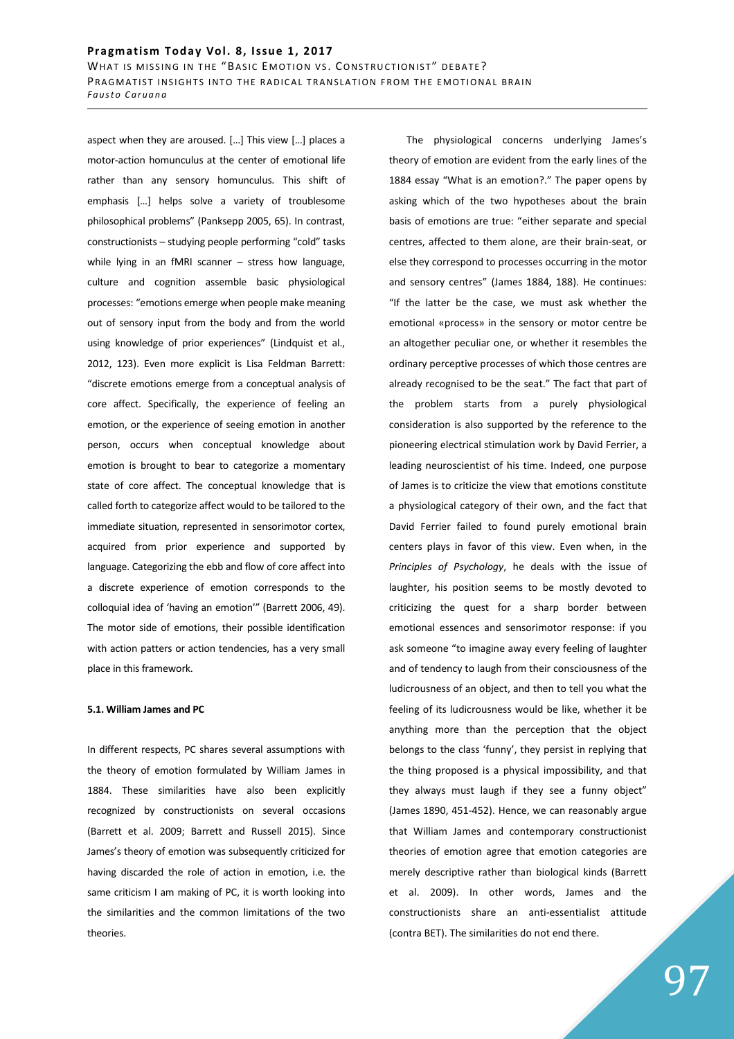aspect when they are aroused. […] This view […] places a motor-action homunculus at the center of emotional life rather than any sensory homunculus. This shift of emphasis […] helps solve a variety of troublesome philosophical problems" (Panksepp 2005, 65). In contrast, constructionists – studying people performing "cold" tasks while lying in an fMRI scanner – stress how language, culture and cognition assemble basic physiological processes: "emotions emerge when people make meaning out of sensory input from the body and from the world using knowledge of prior experiences" (Lindquist et al., 2012, 123). Even more explicit is Lisa Feldman Barrett: "discrete emotions emerge from a conceptual analysis of core affect. Specifically, the experience of feeling an emotion, or the experience of seeing emotion in another person, occurs when conceptual knowledge about emotion is brought to bear to categorize a momentary state of core affect. The conceptual knowledge that is called forth to categorize affect would to be tailored to the immediate situation, represented in sensorimotor cortex, acquired from prior experience and supported by language. Categorizing the ebb and flow of core affect into a discrete experience of emotion corresponds to the colloquial idea of 'having an emotion'" (Barrett 2006, 49). The motor side of emotions, their possible identification with action patters or action tendencies, has a very small place in this framework.

**5.1. William James and PC**

In different respects, PC shares several assumptions with the theory of emotion formulated by William James in 1884. These similarities have also been explicitly recognized by constructionists on several occasions (Barrett et al. 2009; Barrett and Russell 2015). Since James's theory of emotion was subsequently criticized for having discarded the role of action in emotion, i.e. the same criticism I am making of PC, it is worth looking into the similarities and the common limitations of the two theories.

The physiological concerns underlying James's theory of emotion are evident from the early lines of the 1884 essay "What is an emotion?." The paper opens by asking which of the two hypotheses about the brain basis of emotions are true: "either separate and special centres, affected to them alone, are their brain-seat, or else they correspond to processes occurring in the motor and sensory centres" (James 1884, 188). He continues: "If the latter be the case, we must ask whether the emotional «process» in the sensory or motor centre be an altogether peculiar one, or whether it resembles the ordinary perceptive processes of which those centres are already recognised to be the seat." The fact that part of the problem starts from a purely physiological consideration is also supported by the reference to the pioneering electrical stimulation work by David Ferrier, a leading neuroscientist of his time. Indeed, one purpose of James is to criticize the view that emotions constitute a physiological category of their own, and the fact that David Ferrier failed to found purely emotional brain centers plays in favor of this view. Even when, in the *Principles of Psychology*, he deals with the issue of laughter, his position seems to be mostly devoted to criticizing the quest for a sharp border between emotional essences and sensorimotor response: if you ask someone "to imagine away every feeling of laughter and of tendency to laugh from their consciousness of the ludicrousness of an object, and then to tell you what the feeling of its ludicrousness would be like, whether it be anything more than the perception that the object belongs to the class 'funny', they persist in replying that the thing proposed is a physical impossibility, and that they always must laugh if they see a funny object" (James 1890, 451-452). Hence, we can reasonably argue that William James and contemporary constructionist theories of emotion agree that emotion categories are merely descriptive rather than biological kinds (Barrett et al. 2009). In other words, James and the constructionists share an anti-essentialist attitude (contra BET). The similarities do not end there.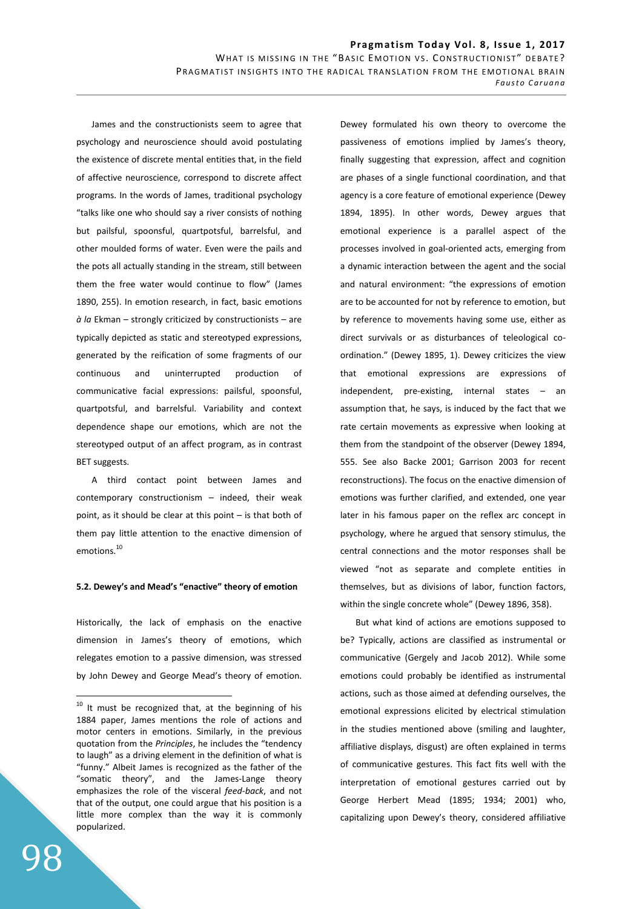James and the constructionists seem to agree that psychology and neuroscience should avoid postulating the existence of discrete mental entities that, in the field of affective neuroscience, correspond to discrete affect programs. In the words of James, traditional psychology "talks like one who should say a river consists of nothing but pailsful, spoonsful, quartpotsful, barrelsful, and other moulded forms of water. Even were the pails and the pots all actually standing in the stream, still between them the free water would continue to flow" (James 1890, 255). In emotion research, in fact, basic emotions *à la* Ekman – strongly criticized by constructionists – are typically depicted as static and stereotyped expressions, generated by the reification of some fragments of our continuous and uninterrupted production of communicative facial expressions: pailsful, spoonsful, quartpotsful, and barrelsful. Variability and context dependence shape our emotions, which are not the stereotyped output of an affect program, as in contrast BET suggests.

A third contact point between James and contemporary constructionism – indeed, their weak point, as it should be clear at this point – is that both of them pay little attention to the enactive dimension of emotions.[10]

#### 5.2. Dewey's and Mead's "enactive" theory of emotion

Historically, the lack of emphasis on the enactive dimension in James's theory of emotions, which relegates emotion to a passive dimension, was stressed by John Dewey and George Mead's theory of emotion. Dewey formulated his own theory to overcome the passiveness of emotions implied by James's theory, finally suggesting that expression, affect and cognition are phases of a single functional coordination, and that agency is a core feature of emotional experience (Dewey 1894, 1895). In other words, Dewey argues that emotional experience is a parallel aspect of the processes involved in goal-oriented acts, emerging from a dynamic interaction between the agent and the social and natural environment: "the expressions of emotion are to be accounted for not by reference to emotion, but by reference to movements having some use, either as direct survivals or as disturbances of teleological co-ordination." (Dewey 1895, 1). Dewey criticizes the view that emotional expressions are expressions of independent, pre-existing, internal states – an assumption that, he says, is induced by the fact that we rate certain movements as expressive when looking at them from the standpoint of the observer (Dewey 1894, 555. See also Backe 2001; Garrison 2003 for recent reconstructions). The focus on the enactive dimension of emotions was further clarified, and extended, one year later in his famous paper on the reflex arc concept in psychology, where he argued that sensory stimulus, the central connections and the motor responses shall be viewed "not as separate and complete entities in themselves, but as divisions of labor, function factors, within the single concrete whole" (Dewey 1896, 358).

But what kind of actions are emotions supposed to be? Typically, actions are classified as instrumental or communicative (Gergely and Jacob 2012). While some emotions could probably be identified as instrumental actions, such as those aimed at defending ourselves, the emotional expressions elicited by electrical stimulation in the studies mentioned above (smiling and laughter, affiliative displays, disgust) are often explained in terms of communicative gestures. This fact fits well with the interpretation of emotional gestures carried out by George Herbert Mead (1895; 1934; 2001) who, capitalizing upon Dewey's theory, considered affiliative

---

[10] It must be recognized that, at the beginning of his 1884 paper, James mentions the role of actions and motor centers in emotions. Similarly, in the previous quotation from the *Principles*, he includes the "tendency to laugh" as a driving element in the definition of what is "funny." Albeit James is recognized as the father of the "somatic theory", and the James-Lange theory emphasizes the role of the visceral *feed-back*, and not that of the output, one could argue that his position is a little more complex than the way it is commonly popularized.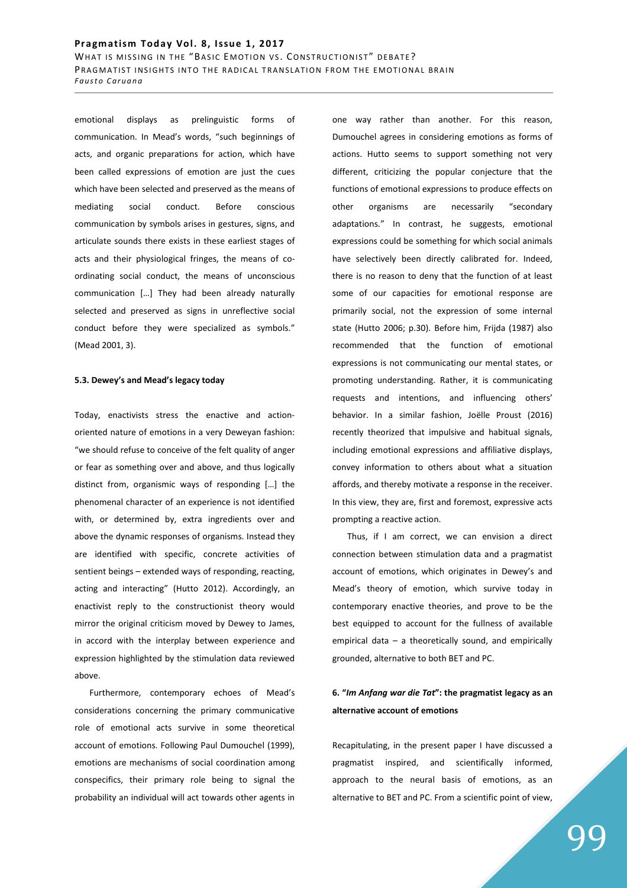emotional displays as prelinguistic forms of communication. In Mead's words, "such beginnings of acts, and organic preparations for action, which have been called expressions of emotion are just the cues which have been selected and preserved as the means of mediating social conduct. Before conscious communication by symbols arises in gestures, signs, and articulate sounds there exists in these earliest stages of acts and their physiological fringes, the means of co-ordinating social conduct, the means of unconscious communication […] They had been already naturally selected and preserved as signs in unreflective social conduct before they were specialized as symbols." (Mead 2001, 3).

### 5.3. Dewey's and Mead's legacy today

Today, enactivists stress the enactive and action-oriented nature of emotions in a very Deweyan fashion: "we should refuse to conceive of the felt quality of anger or fear as something over and above, and thus logically distinct from, organismic ways of responding […] the phenomenal character of an experience is not identified with, or determined by, extra ingredients over and above the dynamic responses of organisms. Instead they are identified with specific, concrete activities of sentient beings – extended ways of responding, reacting, acting and interacting" (Hutto 2012). Accordingly, an enactivist reply to the constructionist theory would mirror the original criticism moved by Dewey to James, in accord with the interplay between experience and expression highlighted by the stimulation data reviewed above.

Furthermore, contemporary echoes of Mead's considerations concerning the primary communicative role of emotional acts survive in some theoretical account of emotions. Following Paul Dumouchel (1999), emotions are mechanisms of social coordination among conspecifics, their primary role being to signal the probability an individual will act towards other agents in one way rather than another. For this reason, Dumouchel agrees in considering emotions as forms of actions. Hutto seems to support something not very different, criticizing the popular conjecture that the functions of emotional expressions to produce effects on other organisms are necessarily "secondary adaptations." In contrast, he suggests, emotional expressions could be something for which social animals have selectively been directly calibrated for. Indeed, there is no reason to deny that the function of at least some of our capacities for emotional response are primarily social, not the expression of some internal state (Hutto 2006; p.30). Before him, Frijda (1987) also recommended that the function of emotional expressions is not communicating our mental states, or promoting understanding. Rather, it is communicating requests and intentions, and influencing others' behavior. In a similar fashion, Joëlle Proust (2016) recently theorized that impulsive and habitual signals, including emotional expressions and affiliative displays, convey information to others about what a situation affords, and thereby motivate a response in the receiver. In this view, they are, first and foremost, expressive acts prompting a reactive action.

Thus, if I am correct, we can envision a direct connection between stimulation data and a pragmatist account of emotions, which originates in Dewey's and Mead's theory of emotion, which survive today in contemporary enactive theories, and prove to be the best equipped to account for the fullness of available empirical data – a theoretically sound, and empirically grounded, alternative to both BET and PC.

## 6. "*Im Anfang war die Tat*": the pragmatist legacy as an alternative account of emotions

Recapitulating, in the present paper I have discussed a pragmatist inspired, and scientifically informed, approach to the neural basis of emotions, as an alternative to BET and PC. From a scientific point of view,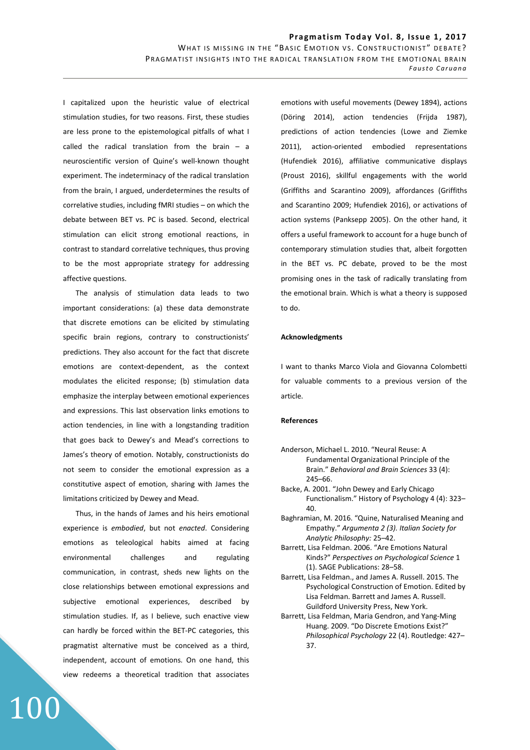I capitalized upon the heuristic value of electrical stimulation studies, for two reasons. First, these studies are less prone to the epistemological pitfalls of what I called the radical translation from the brain – a neuroscientific version of Quine's well-known thought experiment. The indeterminacy of the radical translation from the brain, I argued, underdetermines the results of correlative studies, including fMRI studies – on which the debate between BET vs. PC is based. Second, electrical stimulation can elicit strong emotional reactions, in contrast to standard correlative techniques, thus proving to be the most appropriate strategy for addressing affective questions.

The analysis of stimulation data leads to two important considerations: (a) these data demonstrate that discrete emotions can be elicited by stimulating specific brain regions, contrary to constructionists' predictions. They also account for the fact that discrete emotions are context-dependent, as the context modulates the elicited response; (b) stimulation data emphasize the interplay between emotional experiences and expressions. This last observation links emotions to action tendencies, in line with a longstanding tradition that goes back to Dewey's and Mead's corrections to James's theory of emotion. Notably, constructionists do not seem to consider the emotional expression as a constitutive aspect of emotion, sharing with James the limitations criticized by Dewey and Mead.

Thus, in the hands of James and his heirs emotional experience is *embodied*, but not *enacted*. Considering emotions as teleological habits aimed at facing environmental challenges and regulating communication, in contrast, sheds new lights on the close relationships between emotional expressions and subjective emotional experiences, described by stimulation studies. If, as I believe, such enactive view can hardly be forced within the BET-PC categories, this pragmatist alternative must be conceived as a third, independent, account of emotions. On one hand, this view redeems a theoretical tradition that associates emotions with useful movements (Dewey 1894), actions (Döring 2014), action tendencies (Frijda 1987), predictions of action tendencies (Lowe and Ziemke 2011), action-oriented embodied representations (Hufendiek 2016), affiliative communicative displays (Proust 2016), skillful engagements with the world (Griffiths and Scarantino 2009), affordances (Griffiths and Scarantino 2009; Hufendiek 2016), or activations of action systems (Panksepp 2005). On the other hand, it offers a useful framework to account for a huge bunch of contemporary stimulation studies that, albeit forgotten in the BET vs. PC debate, proved to be the most promising ones in the task of radically translating from the emotional brain. Which is what a theory is supposed to do.

**Acknowledgments**

I want to thanks Marco Viola and Giovanna Colombetti for valuable comments to a previous version of the article.

**References**

Anderson, Michael L. 2010. "Neural Reuse: A Fundamental Organizational Principle of the Brain." *Behavioral and Brain Sciences* 33 (4): 245–66.

Backe, A. 2001. "John Dewey and Early Chicago Functionalism." History of Psychology 4 (4): 323–40.

Baghramian, M. 2016. "Quine, Naturalised Meaning and Empathy." *Argumenta 2 (3). Italian Society for Analytic Philosophy:* 25–42.

Barrett, Lisa Feldman. 2006. "Are Emotions Natural Kinds?" *Perspectives on Psychological Science* 1 (1). SAGE Publications: 28–58.

Barrett, Lisa Feldman., and James A. Russell. 2015. The Psychological Construction of Emotion. Edited by Lisa Feldman. Barrett and James A. Russell. Guildford University Press, New York.

Barrett, Lisa Feldman, Maria Gendron, and Yang-Ming Huang. 2009. "Do Discrete Emotions Exist?" *Philosophical Psychology* 22 (4). Routledge: 427–37.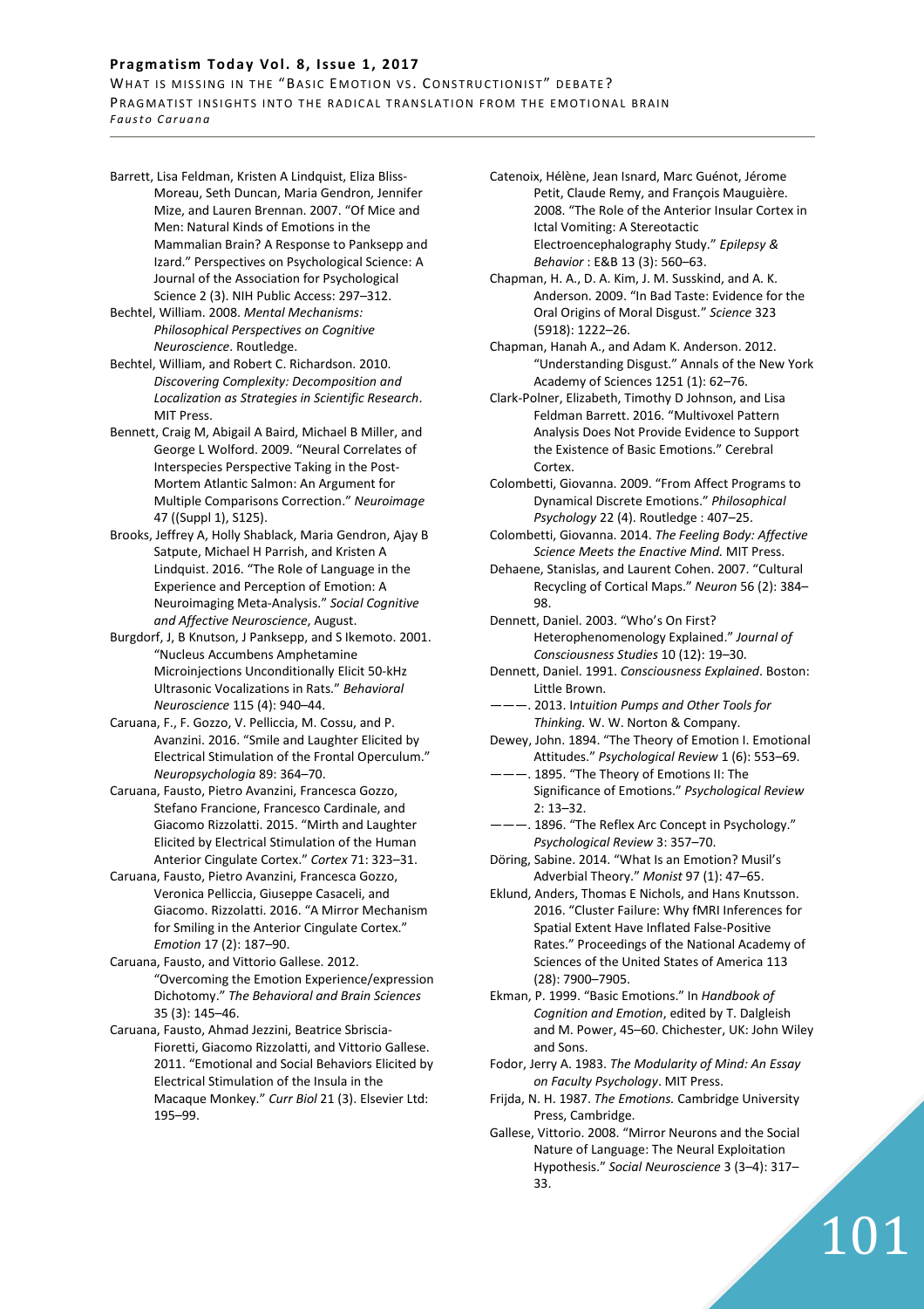Barrett, Lisa Feldman, Kristen A Lindquist, Eliza Bliss-Moreau, Seth Duncan, Maria Gendron, Jennifer Mize, and Lauren Brennan. 2007. "Of Mice and Men: Natural Kinds of Emotions in the Mammalian Brain? A Response to Panksepp and Izard." Perspectives on Psychological Science: A Journal of the Association for Psychological Science 2 (3). NIH Public Access: 297–312.

Bechtel, William. 2008. *Mental Mechanisms: Philosophical Perspectives on Cognitive Neuroscience*. Routledge.

Bechtel, William, and Robert C. Richardson. 2010. *Discovering Complexity: Decomposition and Localization as Strategies in Scientific Research*. MIT Press.

Bennett, Craig M, Abigail A Baird, Michael B Miller, and George L Wolford. 2009. "Neural Correlates of Interspecies Perspective Taking in the Post-Mortem Atlantic Salmon: An Argument for Multiple Comparisons Correction." *Neuroimage* 47 ((Suppl 1), S125).

Brooks, Jeffrey A, Holly Shablack, Maria Gendron, Ajay B Satpute, Michael H Parrish, and Kristen A Lindquist. 2016. "The Role of Language in the Experience and Perception of Emotion: A Neuroimaging Meta-Analysis." *Social Cognitive and Affective Neuroscience*, August.

Burgdorf, J, B Knutson, J Panksepp, and S Ikemoto. 2001. "Nucleus Accumbens Amphetamine Microinjections Unconditionally Elicit 50-kHz Ultrasonic Vocalizations in Rats." *Behavioral Neuroscience* 115 (4): 940–44.

Caruana, F., F. Gozzo, V. Pelliccia, M. Cossu, and P. Avanzini. 2016. "Smile and Laughter Elicited by Electrical Stimulation of the Frontal Operculum." *Neuropsychologia* 89: 364–70.

Caruana, Fausto, Pietro Avanzini, Francesca Gozzo, Stefano Francione, Francesco Cardinale, and Giacomo Rizzolatti. 2015. "Mirth and Laughter Elicited by Electrical Stimulation of the Human Anterior Cingulate Cortex." *Cortex* 71: 323–31.

Caruana, Fausto, Pietro Avanzini, Francesca Gozzo, Veronica Pelliccia, Giuseppe Casaceli, and Giacomo. Rizzolatti. 2016. "A Mirror Mechanism for Smiling in the Anterior Cingulate Cortex." *Emotion* 17 (2): 187–90.

Caruana, Fausto, and Vittorio Gallese. 2012. "Overcoming the Emotion Experience/expression Dichotomy." *The Behavioral and Brain Sciences* 35 (3): 145–46.

Caruana, Fausto, Ahmad Jezzini, Beatrice Sbriscia-Fioretti, Giacomo Rizzolatti, and Vittorio Gallese. 2011. "Emotional and Social Behaviors Elicited by Electrical Stimulation of the Insula in the Macaque Monkey." *Curr Biol* 21 (3). Elsevier Ltd: 195–99.

Catenoix, Hélène, Jean Isnard, Marc Guénot, Jérome Petit, Claude Remy, and François Mauguière. 2008. "The Role of the Anterior Insular Cortex in Ictal Vomiting: A Stereotactic Electroencephalography Study." *Epilepsy & Behavior* : E&B 13 (3): 560–63.

Chapman, H. A., D. A. Kim, J. M. Susskind, and A. K. Anderson. 2009. "In Bad Taste: Evidence for the Oral Origins of Moral Disgust." *Science* 323 (5918): 1222–26.

Chapman, Hanah A., and Adam K. Anderson. 2012. "Understanding Disgust." Annals of the New York Academy of Sciences 1251 (1): 62–76.

Clark-Polner, Elizabeth, Timothy D Johnson, and Lisa Feldman Barrett. 2016. "Multivoxel Pattern Analysis Does Not Provide Evidence to Support the Existence of Basic Emotions." Cerebral Cortex.

Colombetti, Giovanna. 2009. "From Affect Programs to Dynamical Discrete Emotions." *Philosophical Psychology* 22 (4). Routledge : 407–25.

Colombetti, Giovanna. 2014. *The Feeling Body: Affective Science Meets the Enactive Mind.* MIT Press.

Dehaene, Stanislas, and Laurent Cohen. 2007. "Cultural Recycling of Cortical Maps." *Neuron* 56 (2): 384–98.

Dennett, Daniel. 2003. "Who's On First? Heterophenomenology Explained." *Journal of Consciousness Studies* 10 (12): 19–30.

Dennett, Daniel. 1991. *Consciousness Explained*. Boston: Little Brown.

———. 2013. *Intuition Pumps and Other Tools for Thinking.* W. W. Norton & Company.

Dewey, John. 1894. "The Theory of Emotion I. Emotional Attitudes." *Psychological Review* 1 (6): 553–69.

———. 1895. "The Theory of Emotions II: The Significance of Emotions." *Psychological Review* 2: 13–32.

———. 1896. "The Reflex Arc Concept in Psychology." *Psychological Review* 3: 357–70.

Döring, Sabine. 2014. "What Is an Emotion? Musil's Adverbial Theory." *Monist* 97 (1): 47–65.

Eklund, Anders, Thomas E Nichols, and Hans Knutsson. 2016. "Cluster Failure: Why fMRI Inferences for Spatial Extent Have Inflated False-Positive Rates." Proceedings of the National Academy of Sciences of the United States of America 113 (28): 7900–7905.

Ekman, P. 1999. "Basic Emotions." In *Handbook of Cognition and Emotion*, edited by T. Dalgleish and M. Power, 45–60. Chichester, UK: John Wiley and Sons.

Fodor, Jerry A. 1983. *The Modularity of Mind: An Essay on Faculty Psychology*. MIT Press.

Frijda, N. H. 1987. *The Emotions.* Cambridge University Press, Cambridge.

Gallese, Vittorio. 2008. "Mirror Neurons and the Social Nature of Language: The Neural Exploitation Hypothesis." *Social Neuroscience* 3 (3–4): 317–33.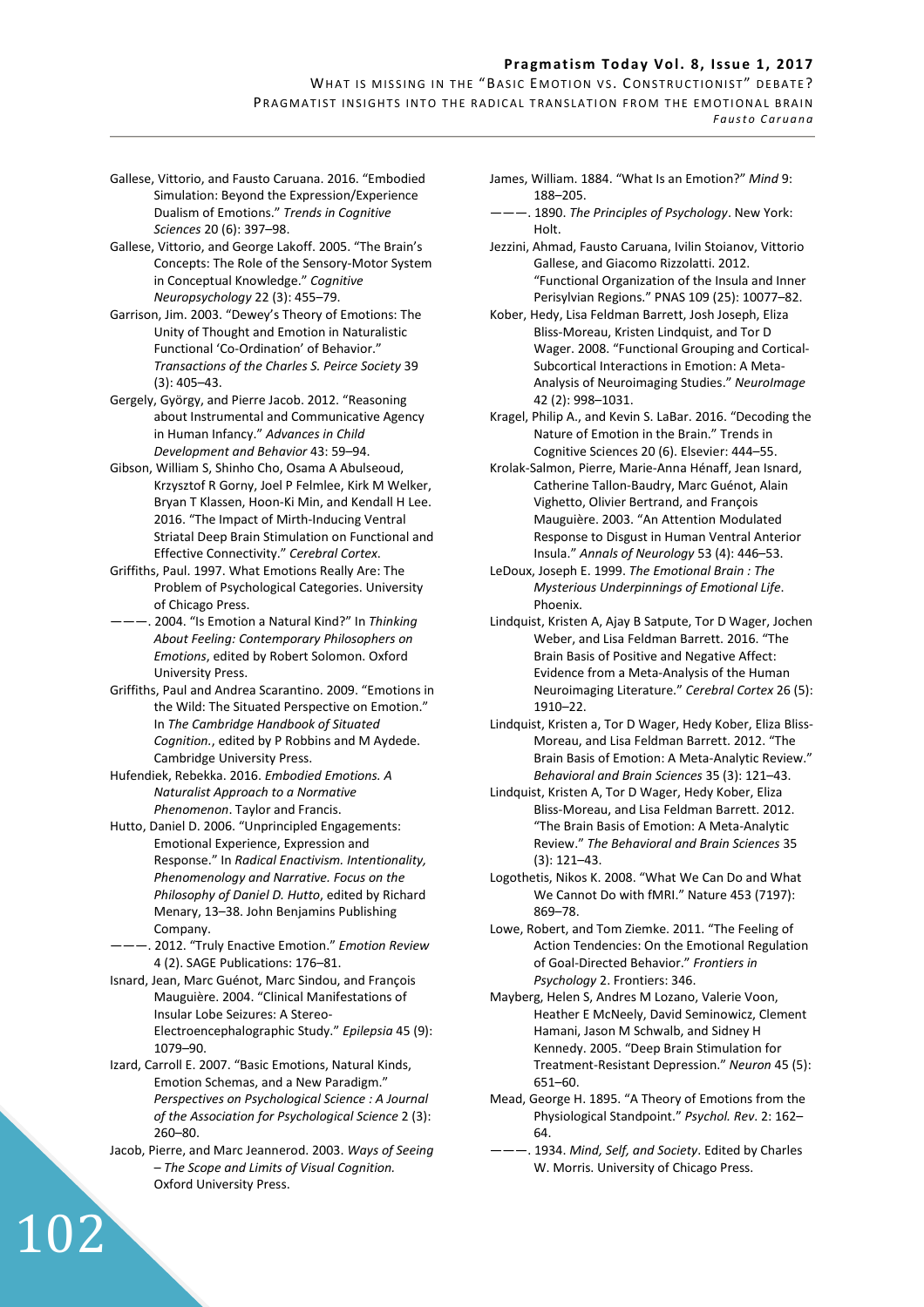Gallese, Vittorio, and Fausto Caruana. 2016. "Embodied Simulation: Beyond the Expression/Experience Dualism of Emotions." *Trends in Cognitive Sciences* 20 (6): 397–98.

Gallese, Vittorio, and George Lakoff. 2005. "The Brain's Concepts: The Role of the Sensory-Motor System in Conceptual Knowledge." *Cognitive Neuropsychology* 22 (3): 455–79.

Garrison, Jim. 2003. "Dewey's Theory of Emotions: The Unity of Thought and Emotion in Naturalistic Functional 'Co-Ordination' of Behavior." *Transactions of the Charles S. Peirce Society* 39 (3): 405–43.

Gergely, György, and Pierre Jacob. 2012. "Reasoning about Instrumental and Communicative Agency in Human Infancy." *Advances in Child Development and Behavior* 43: 59–94.

Gibson, William S, Shinho Cho, Osama A Abulseoud, Krzysztof R Gorny, Joel P Felmlee, Kirk M Welker, Bryan T Klassen, Hoon-Ki Min, and Kendall H Lee. 2016. "The Impact of Mirth-Inducing Ventral Striatal Deep Brain Stimulation on Functional and Effective Connectivity." *Cerebral Cortex*.

Griffiths, Paul. 1997. What Emotions Really Are: The Problem of Psychological Categories. University of Chicago Press.

———. 2004. "Is Emotion a Natural Kind?" In *Thinking About Feeling: Contemporary Philosophers on Emotions*, edited by Robert Solomon. Oxford University Press.

Griffiths, Paul and Andrea Scarantino. 2009. "Emotions in the Wild: The Situated Perspective on Emotion." In *The Cambridge Handbook of Situated Cognition.*, edited by P Robbins and M Aydede. Cambridge University Press.

Hufendiek, Rebekka. 2016. *Embodied Emotions. A Naturalist Approach to a Normative Phenomenon*. Taylor and Francis.

Hutto, Daniel D. 2006. "Unprincipled Engagements: Emotional Experience, Expression and Response." In *Radical Enactivism. Intentionality, Phenomenology and Narrative. Focus on the Philosophy of Daniel D. Hutto*, edited by Richard Menary, 13–38. John Benjamins Publishing Company.

———. 2012. "Truly Enactive Emotion." *Emotion Review* 4 (2). SAGE Publications: 176–81.

Isnard, Jean, Marc Guénot, Marc Sindou, and François Mauguière. 2004. "Clinical Manifestations of Insular Lobe Seizures: A Stereo-Electroencephalographic Study." *Epilepsia* 45 (9): 1079–90.

Izard, Carroll E. 2007. "Basic Emotions, Natural Kinds, Emotion Schemas, and a New Paradigm." *Perspectives on Psychological Science : A Journal of the Association for Psychological Science* 2 (3): 260–80.

Jacob, Pierre, and Marc Jeannerod. 2003. *Ways of Seeing – The Scope and Limits of Visual Cognition.* Oxford University Press.

James, William. 1884. "What Is an Emotion?" *Mind* 9: 188–205.

———. 1890. *The Principles of Psychology*. New York: Holt.

Jezzini, Ahmad, Fausto Caruana, Ivilin Stoianov, Vittorio Gallese, and Giacomo Rizzolatti. 2012. "Functional Organization of the Insula and Inner Perisylvian Regions." PNAS 109 (25): 10077–82.

Kober, Hedy, Lisa Feldman Barrett, Josh Joseph, Eliza Bliss-Moreau, Kristen Lindquist, and Tor D Wager. 2008. "Functional Grouping and Cortical-Subcortical Interactions in Emotion: A Meta-Analysis of Neuroimaging Studies." *NeuroImage* 42 (2): 998–1031.

Kragel, Philip A., and Kevin S. LaBar. 2016. "Decoding the Nature of Emotion in the Brain." Trends in Cognitive Sciences 20 (6). Elsevier: 444–55.

Krolak-Salmon, Pierre, Marie-Anna Hénaff, Jean Isnard, Catherine Tallon-Baudry, Marc Guénot, Alain Vighetto, Olivier Bertrand, and François Mauguière. 2003. "An Attention Modulated Response to Disgust in Human Ventral Anterior Insula." *Annals of Neurology* 53 (4): 446–53.

LeDoux, Joseph E. 1999. *The Emotional Brain : The Mysterious Underpinnings of Emotional Life*. Phoenix.

Lindquist, Kristen A, Ajay B Satpute, Tor D Wager, Jochen Weber, and Lisa Feldman Barrett. 2016. "The Brain Basis of Positive and Negative Affect: Evidence from a Meta-Analysis of the Human Neuroimaging Literature." *Cerebral Cortex* 26 (5): 1910–22.

Lindquist, Kristen a, Tor D Wager, Hedy Kober, Eliza Bliss-Moreau, and Lisa Feldman Barrett. 2012. "The Brain Basis of Emotion: A Meta-Analytic Review." *Behavioral and Brain Sciences* 35 (3): 121–43.

Lindquist, Kristen A, Tor D Wager, Hedy Kober, Eliza Bliss-Moreau, and Lisa Feldman Barrett. 2012. "The Brain Basis of Emotion: A Meta-Analytic Review." *The Behavioral and Brain Sciences* 35 (3): 121–43.

Logothetis, Nikos K. 2008. "What We Can Do and What We Cannot Do with fMRI." Nature 453 (7197): 869–78.

Lowe, Robert, and Tom Ziemke. 2011. "The Feeling of Action Tendencies: On the Emotional Regulation of Goal-Directed Behavior." *Frontiers in Psychology* 2. Frontiers: 346.

Mayberg, Helen S, Andres M Lozano, Valerie Voon, Heather E McNeely, David Seminowicz, Clement Hamani, Jason M Schwalb, and Sidney H Kennedy. 2005. "Deep Brain Stimulation for Treatment-Resistant Depression." *Neuron* 45 (5): 651–60.

Mead, George H. 1895. "A Theory of Emotions from the Physiological Standpoint." *Psychol. Rev*. 2: 162–64.

———. 1934. *Mind, Self, and Society*. Edited by Charles W. Morris. University of Chicago Press.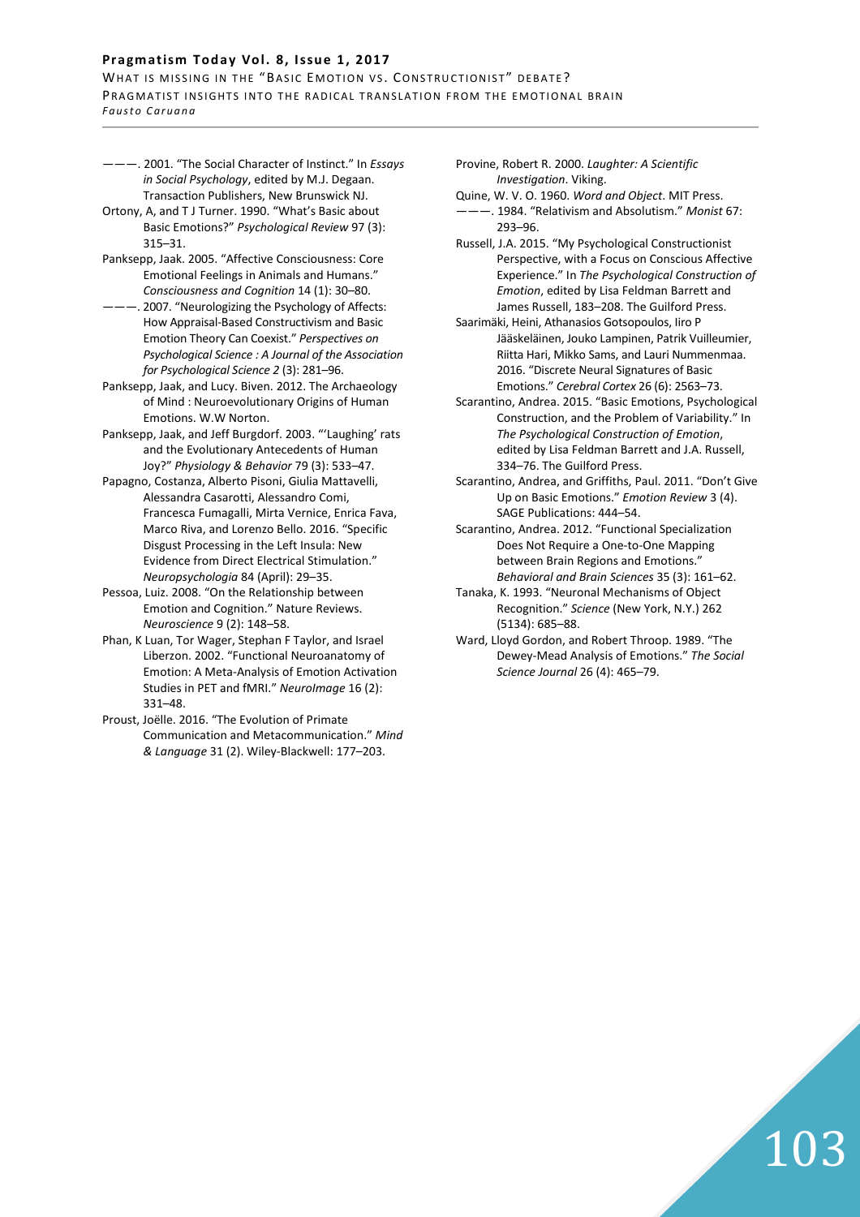———. 2001. "The Social Character of Instinct." In *Essays in Social Psychology*, edited by M.J. Degaan. Transaction Publishers, New Brunswick NJ.

Ortony, A, and T J Turner. 1990. "What's Basic about Basic Emotions?" *Psychological Review* 97 (3): 315–31.

Panksepp, Jaak. 2005. "Affective Consciousness: Core Emotional Feelings in Animals and Humans." *Consciousness and Cognition* 14 (1): 30–80.

———. 2007. "Neurologizing the Psychology of Affects: How Appraisal-Based Constructivism and Basic Emotion Theory Can Coexist." *Perspectives on Psychological Science : A Journal of the Association for Psychological Science 2* (3): 281–96.

Panksepp, Jaak, and Lucy. Biven. 2012. The Archaeology of Mind : Neuroevolutionary Origins of Human Emotions. W.W Norton.

Panksepp, Jaak, and Jeff Burgdorf. 2003. "'Laughing' rats and the Evolutionary Antecedents of Human Joy?" *Physiology & Behavior* 79 (3): 533–47.

Papagno, Costanza, Alberto Pisoni, Giulia Mattavelli, Alessandra Casarotti, Alessandro Comi, Francesca Fumagalli, Mirta Vernice, Enrica Fava, Marco Riva, and Lorenzo Bello. 2016. "Specific Disgust Processing in the Left Insula: New Evidence from Direct Electrical Stimulation." *Neuropsychologia* 84 (April): 29–35.

Pessoa, Luiz. 2008. "On the Relationship between Emotion and Cognition." Nature Reviews. *Neuroscience* 9 (2): 148–58.

Phan, K Luan, Tor Wager, Stephan F Taylor, and Israel Liberzon. 2002. "Functional Neuroanatomy of Emotion: A Meta-Analysis of Emotion Activation Studies in PET and fMRI." *NeuroImage* 16 (2): 331–48.

Proust, Joëlle. 2016. "The Evolution of Primate Communication and Metacommunication." *Mind & Language* 31 (2). Wiley-Blackwell: 177–203.

Provine, Robert R. 2000. *Laughter: A Scientific Investigation*. Viking.

Quine, W. V. O. 1960. *Word and Object*. MIT Press.

———. 1984. "Relativism and Absolutism." *Monist* 67: 293–96.

Russell, J.A. 2015. "My Psychological Constructionist Perspective, with a Focus on Conscious Affective Experience." In *The Psychological Construction of Emotion*, edited by Lisa Feldman Barrett and James Russell, 183–208. The Guilford Press.

Saarimäki, Heini, Athanasios Gotsopoulos, Iiro P Jääskeläinen, Jouko Lampinen, Patrik Vuilleumier, Riitta Hari, Mikko Sams, and Lauri Nummenmaa. 2016. "Discrete Neural Signatures of Basic Emotions." *Cerebral Cortex* 26 (6): 2563–73.

Scarantino, Andrea. 2015. "Basic Emotions, Psychological Construction, and the Problem of Variability." In *The Psychological Construction of Emotion*, edited by Lisa Feldman Barrett and J.A. Russell, 334–76. The Guilford Press.

Scarantino, Andrea, and Griffiths, Paul. 2011. "Don't Give Up on Basic Emotions." *Emotion Review* 3 (4). SAGE Publications: 444–54.

Scarantino, Andrea. 2012. "Functional Specialization Does Not Require a One-to-One Mapping between Brain Regions and Emotions." *Behavioral and Brain Sciences* 35 (3): 161–62.

Tanaka, K. 1993. "Neuronal Mechanisms of Object Recognition." *Science* (New York, N.Y.) 262 (5134): 685–88.

Ward, Lloyd Gordon, and Robert Throop. 1989. "The Dewey-Mead Analysis of Emotions." *The Social Science Journal* 26 (4): 465–79.